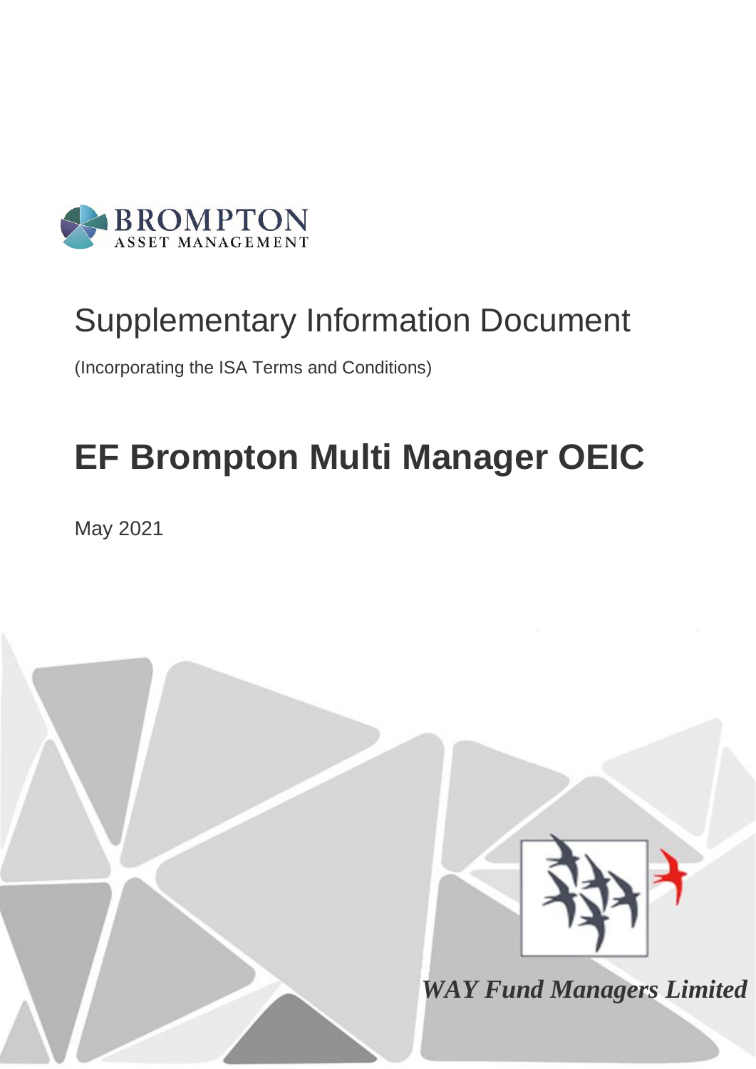BROMPTON
ASSET MANAGEMENT

# Supplementary Information Document

(Incorporating the ISA Terms and Conditions)

# EF Brompton Multi Manager OEIC

May 2021

*WAY Fund Managers Limited*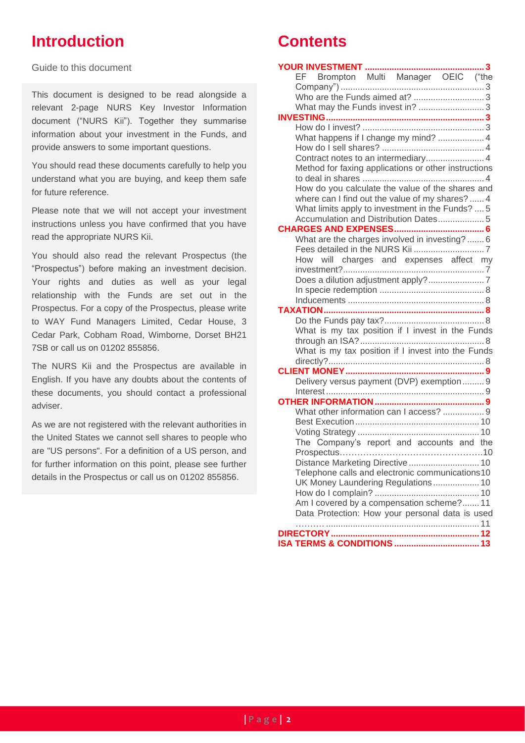# Introduction

Guide to this document

This document is designed to be read alongside a relevant 2-page NURS Key Investor Information document ("NURS Kii"). Together they summarise information about your investment in the Funds, and provide answers to some important questions.

You should read these documents carefully to help you understand what you are buying, and keep them safe for future reference.

Please note that we will not accept your investment instructions unless you have confirmed that you have read the appropriate NURS Kii.

You should also read the relevant Prospectus (the "Prospectus") before making an investment decision. Your rights and duties as well as your legal relationship with the Funds are set out in the Prospectus. For a copy of the Prospectus, please write to WAY Fund Managers Limited, Cedar House, 3 Cedar Park, Cobham Road, Wimborne, Dorset BH21 7SB or call us on 01202 855856.

The NURS Kii and the Prospectus are available in English. If you have any doubts about the contents of these documents, you should contact a professional adviser.

As we are not registered with the relevant authorities in the United States we cannot sell shares to people who are "US persons". For a definition of a US person, and for further information on this point, please see further details in the Prospectus or call us on 01202 855856.

# Contents

**YOUR INVESTMENT** ........................................ 3
- EF Brompton Multi Manager OEIC ("the Company") ........................................ 3
- Who are the Funds aimed at? ........................................ 3
- What may the Funds invest in? ........................................ 3

**INVESTING** ........................................ 3
- How do I invest? ........................................ 3
- What happens if I change my mind? ........................................ 4
- How do I sell shares? ........................................ 4
- Contract notes to an intermediary ........................................ 4
- Method for faxing applications or other instructions to deal in shares ........................................ 4
- How do you calculate the value of the shares and where can I find out the value of my shares? ........................................ 4
- What limits apply to investment in the Funds? ........................................ 5
- Accumulation and Distribution Dates ........................................ 5

**CHARGES AND EXPENSES** ........................................ 6
- What are the charges involved in investing? ........................................ 6
- Fees detailed in the NURS Kii ........................................ 7
- How will charges and expenses affect my investment? ........................................ 7
- Does a dilution adjustment apply? ........................................ 7
- In specie redemption ........................................ 8
- Inducements ........................................ 8

**TAXATION** ........................................ 8
- Do the Funds pay tax? ........................................ 8
- What is my tax position if I invest in the Funds through an ISA? ........................................ 8
- What is my tax position if I invest into the Funds directly? ........................................ 8

**CLIENT MONEY** ........................................ 9
- Delivery versus payment (DVP) exemption ........................................ 9
- Interest ........................................ 9

**OTHER INFORMATION** ........................................ 9
- What other information can I access? ........................................ 9
- Best Execution ........................................ 10
- Voting Strategy ........................................ 10
- The Company's report and accounts and the Prospectus ........................................ 10
- Distance Marketing Directive ........................................ 10
- Telephone calls and electronic communications ........................................ 10
- UK Money Laundering Regulations ........................................ 10
- How do I complain? ........................................ 10
- Am I covered by a compensation scheme? ........................................ 11
- Data Protection: How your personal data is used ........................................ 11

**DIRECTORY** ........................................ 12

**ISA TERMS & CONDITIONS** ........................................ 13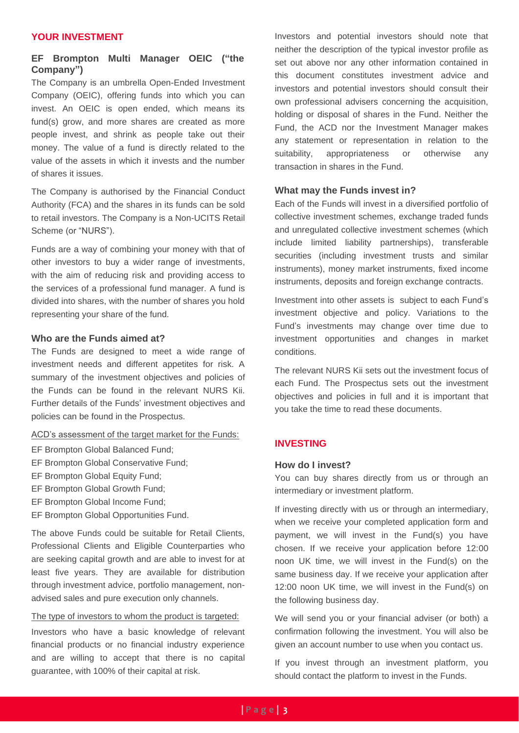## YOUR INVESTMENT

### EF Brompton Multi Manager OEIC ("the Company")

The Company is an umbrella Open-Ended Investment Company (OEIC), offering funds into which you can invest. An OEIC is open ended, which means its fund(s) grow, and more shares are created as more people invest, and shrink as people take out their money. The value of a fund is directly related to the value of the assets in which it invests and the number of shares it issues.

The Company is authorised by the Financial Conduct Authority (FCA) and the shares in its funds can be sold to retail investors. The Company is a Non-UCITS Retail Scheme (or "NURS").

Funds are a way of combining your money with that of other investors to buy a wider range of investments, with the aim of reducing risk and providing access to the services of a professional fund manager. A fund is divided into shares, with the number of shares you hold representing your share of the fund.

### Who are the Funds aimed at?

The Funds are designed to meet a wide range of investment needs and different appetites for risk. A summary of the investment objectives and policies of the Funds can be found in the relevant NURS Kii. Further details of the Funds' investment objectives and policies can be found in the Prospectus.

ACD's assessment of the target market for the Funds:

EF Brompton Global Balanced Fund;
EF Brompton Global Conservative Fund;
EF Brompton Global Equity Fund;
EF Brompton Global Growth Fund;
EF Brompton Global Income Fund;
EF Brompton Global Opportunities Fund.

The above Funds could be suitable for Retail Clients, Professional Clients and Eligible Counterparties who are seeking capital growth and are able to invest for at least five years. They are available for distribution through investment advice, portfolio management, non-advised sales and pure execution only channels.

The type of investors to whom the product is targeted:

Investors who have a basic knowledge of relevant financial products or no financial industry experience and are willing to accept that there is no capital guarantee, with 100% of their capital at risk.

Investors and potential investors should note that neither the description of the typical investor profile as set out above nor any other information contained in this document constitutes investment advice and investors and potential investors should consult their own professional advisers concerning the acquisition, holding or disposal of shares in the Fund. Neither the Fund, the ACD nor the Investment Manager makes any statement or representation in relation to the suitability, appropriateness or otherwise any transaction in shares in the Fund.

### What may the Funds invest in?

Each of the Funds will invest in a diversified portfolio of collective investment schemes, exchange traded funds and unregulated collective investment schemes (which include limited liability partnerships), transferable securities (including investment trusts and similar instruments), money market instruments, fixed income instruments, deposits and foreign exchange contracts.

Investment into other assets is subject to each Fund's investment objective and policy. Variations to the Fund's investments may change over time due to investment opportunities and changes in market conditions.

The relevant NURS Kii sets out the investment focus of each Fund. The Prospectus sets out the investment objectives and policies in full and it is important that you take the time to read these documents.

## INVESTING

### How do I invest?

You can buy shares directly from us or through an intermediary or investment platform.

If investing directly with us or through an intermediary, when we receive your completed application form and payment, we will invest in the Fund(s) you have chosen. If we receive your application before 12:00 noon UK time, we will invest in the Fund(s) on the same business day. If we receive your application after 12:00 noon UK time, we will invest in the Fund(s) on the following business day.

We will send you or your financial adviser (or both) a confirmation following the investment. You will also be given an account number to use when you contact us.

If you invest through an investment platform, you should contact the platform to invest in the Funds.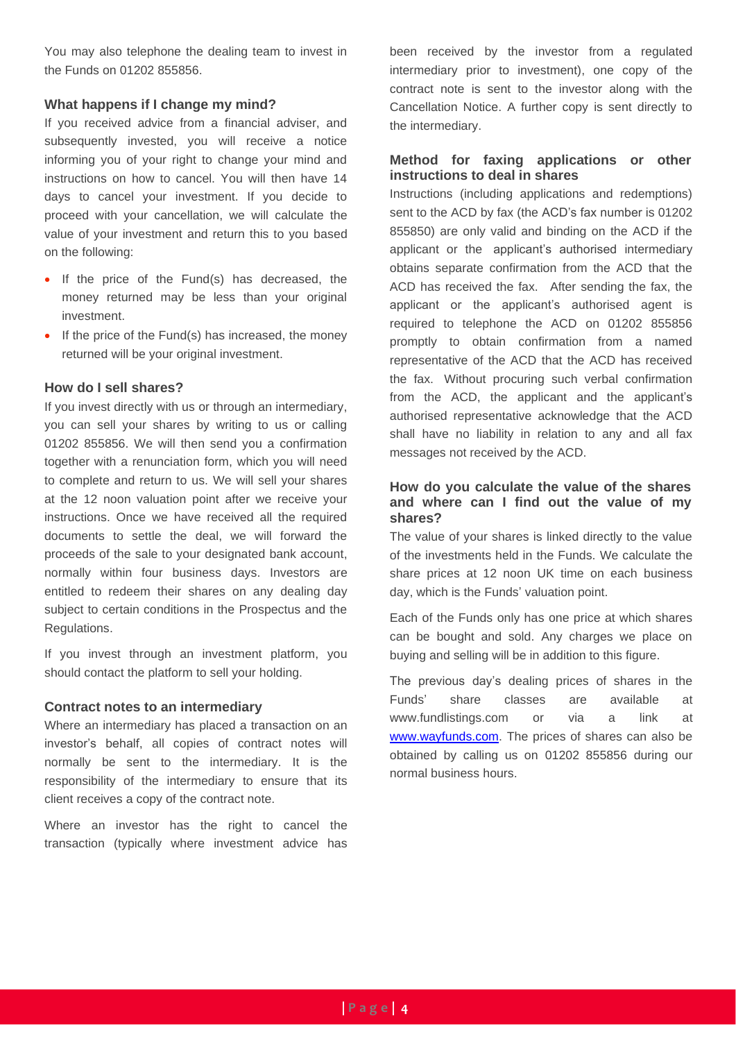You may also telephone the dealing team to invest in the Funds on 01202 855856.

### What happens if I change my mind?

If you received advice from a financial adviser, and subsequently invested, you will receive a notice informing you of your right to change your mind and instructions on how to cancel. You will then have 14 days to cancel your investment. If you decide to proceed with your cancellation, we will calculate the value of your investment and return this to you based on the following:

- If the price of the Fund(s) has decreased, the money returned may be less than your original investment.
- If the price of the Fund(s) has increased, the money returned will be your original investment.

### How do I sell shares?

If you invest directly with us or through an intermediary, you can sell your shares by writing to us or calling 01202 855856. We will then send you a confirmation together with a renunciation form, which you will need to complete and return to us. We will sell your shares at the 12 noon valuation point after we receive your instructions. Once we have received all the required documents to settle the deal, we will forward the proceeds of the sale to your designated bank account, normally within four business days. Investors are entitled to redeem their shares on any dealing day subject to certain conditions in the Prospectus and the Regulations.

If you invest through an investment platform, you should contact the platform to sell your holding.

### Contract notes to an intermediary

Where an intermediary has placed a transaction on an investor's behalf, all copies of contract notes will normally be sent to the intermediary. It is the responsibility of the intermediary to ensure that its client receives a copy of the contract note.

Where an investor has the right to cancel the transaction (typically where investment advice has been received by the investor from a regulated intermediary prior to investment), one copy of the contract note is sent to the investor along with the Cancellation Notice. A further copy is sent directly to the intermediary.

### Method for faxing applications or other instructions to deal in shares

Instructions (including applications and redemptions) sent to the ACD by fax (the ACD's fax number is 01202 855850) are only valid and binding on the ACD if the applicant or the applicant's authorised intermediary obtains separate confirmation from the ACD that the ACD has received the fax. After sending the fax, the applicant or the applicant's authorised agent is required to telephone the ACD on 01202 855856 promptly to obtain confirmation from a named representative of the ACD that the ACD has received the fax. Without procuring such verbal confirmation from the ACD, the applicant and the applicant's authorised representative acknowledge that the ACD shall have no liability in relation to any and all fax messages not received by the ACD.

### How do you calculate the value of the shares and where can I find out the value of my shares?

The value of your shares is linked directly to the value of the investments held in the Funds. We calculate the share prices at 12 noon UK time on each business day, which is the Funds' valuation point.

Each of the Funds only has one price at which shares can be bought and sold. Any charges we place on buying and selling will be in addition to this figure.

The previous day's dealing prices of shares in the Funds' share classes are available at www.fundlistings.com or via a link at [www.wayfunds.com](http://www.wayfunds.com). The prices of shares can also be obtained by calling us on 01202 855856 during our normal business hours.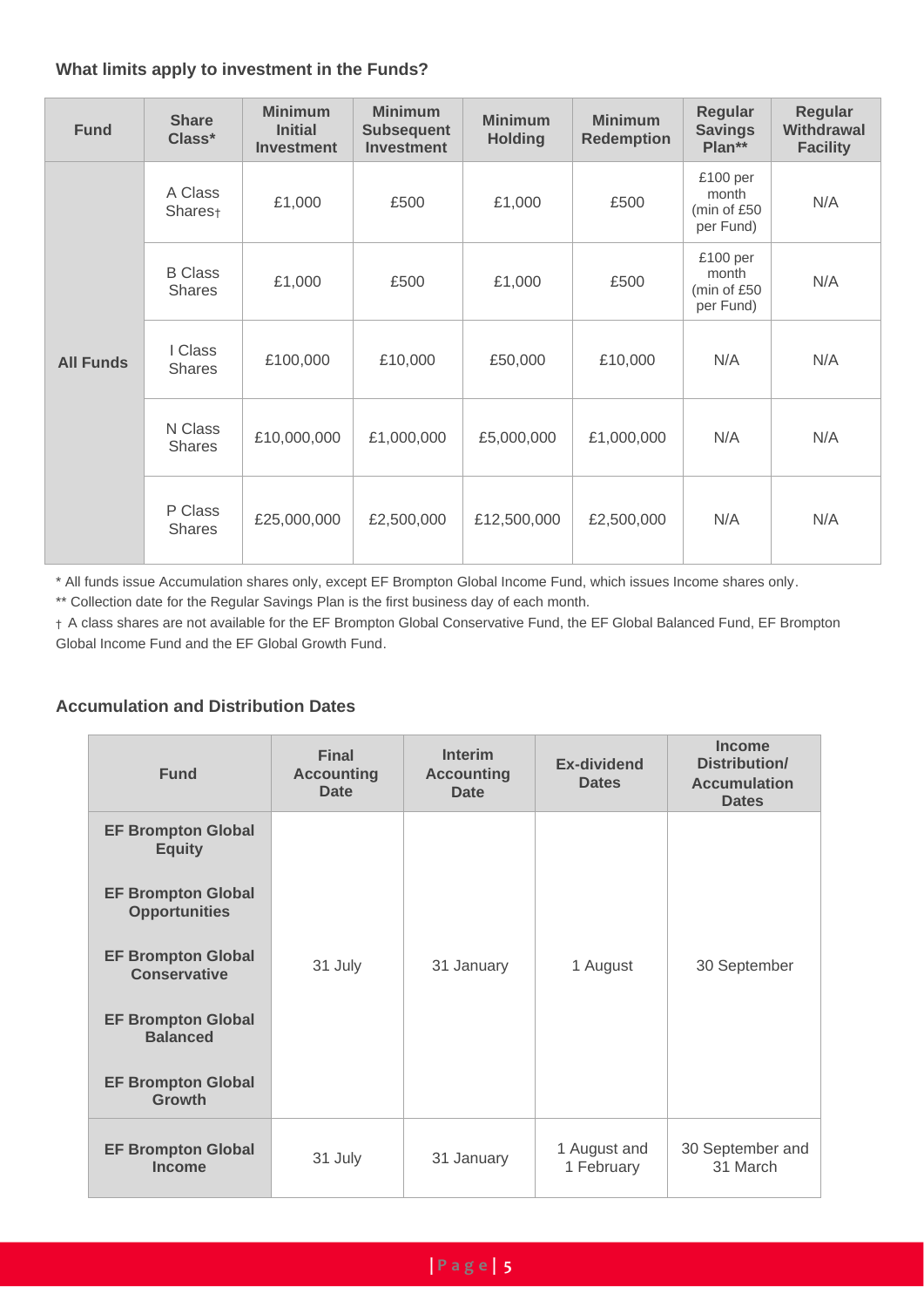### What limits apply to investment in the Funds?

| Fund | Share Class* | Minimum Initial Investment | Minimum Subsequent Investment | Minimum Holding | Minimum Redemption | Regular Savings Plan** | Regular Withdrawal Facility |
|---|---|---|---|---|---|---|---|
| All Funds | A Class Shares† | £1,000 | £500 | £1,000 | £500 | £100 per month (min of £50 per Fund) | N/A |
| | B Class Shares | £1,000 | £500 | £1,000 | £500 | £100 per month (min of £50 per Fund) | N/A |
| | I Class Shares | £100,000 | £10,000 | £50,000 | £10,000 | N/A | N/A |
| | N Class Shares | £10,000,000 | £1,000,000 | £5,000,000 | £1,000,000 | N/A | N/A |
| | P Class Shares | £25,000,000 | £2,500,000 | £12,500,000 | £2,500,000 | N/A | N/A |

* All funds issue Accumulation shares only, except EF Brompton Global Income Fund, which issues Income shares only.

** Collection date for the Regular Savings Plan is the first business day of each month.

† A class shares are not available for the EF Brompton Global Conservative Fund, the EF Global Balanced Fund, EF Brompton Global Income Fund and the EF Global Growth Fund.

### Accumulation and Distribution Dates

| Fund | Final Accounting Date | Interim Accounting Date | Ex-dividend Dates | Income Distribution/ Accumulation Dates |
|---|---|---|---|---|
| EF Brompton Global Equity<br>EF Brompton Global Opportunities<br>EF Brompton Global Conservative<br>EF Brompton Global Balanced<br>EF Brompton Global Growth | 31 July | 31 January | 1 August | 30 September |
| EF Brompton Global Income | 31 July | 31 January | 1 August and 1 February | 30 September and 31 March |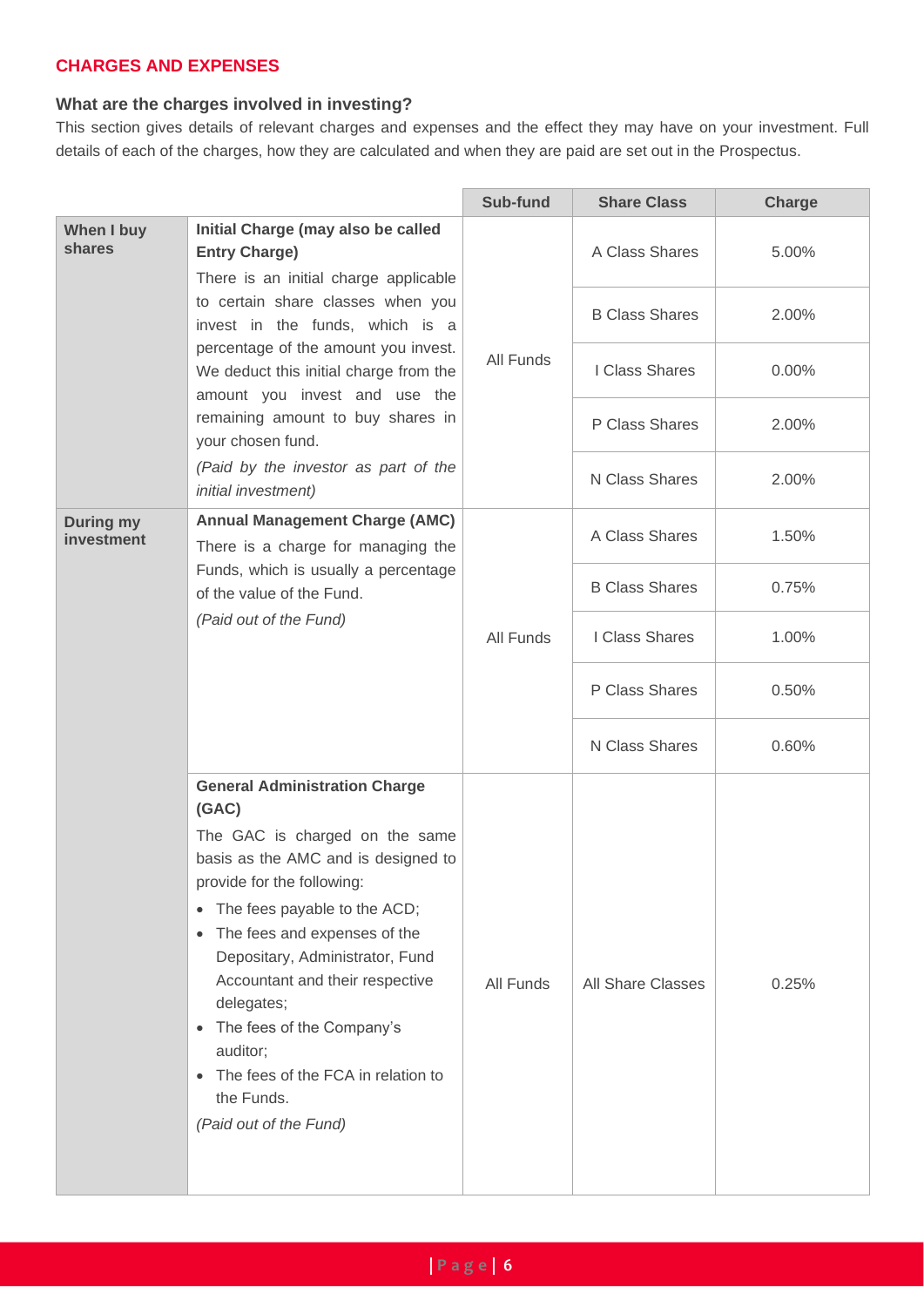## CHARGES AND EXPENSES

### What are the charges involved in investing?

This section gives details of relevant charges and expenses and the effect they may have on your investment. Full details of each of the charges, how they are calculated and when they are paid are set out in the Prospectus.

| | | Sub-fund | Share Class | Charge |
|---|---|---|---|---|
| **When I buy shares** | **Initial Charge (may also be called Entry Charge)** There is an initial charge applicable to certain share classes when you invest in the funds, which is a percentage of the amount you invest. We deduct this initial charge from the amount you invest and use the remaining amount to buy shares in your chosen fund. *(Paid by the investor as part of the initial investment)* | All Funds | A Class Shares | 5.00% |
| | | | B Class Shares | 2.00% |
| | | | I Class Shares | 0.00% |
| | | | P Class Shares | 2.00% |
| | | | N Class Shares | 2.00% |
| **During my investment** | **Annual Management Charge (AMC)** There is a charge for managing the Funds, which is usually a percentage of the value of the Fund. *(Paid out of the Fund)* | All Funds | A Class Shares | 1.50% |
| | | | B Class Shares | 0.75% |
| | | | I Class Shares | 1.00% |
| | | | P Class Shares | 0.50% |
| | | | N Class Shares | 0.60% |
| | **General Administration Charge (GAC)** The GAC is charged on the same basis as the AMC and is designed to provide for the following: • The fees payable to the ACD; • The fees and expenses of the Depositary, Administrator, Fund Accountant and their respective delegates; • The fees of the Company's auditor; • The fees of the FCA in relation to the Funds. *(Paid out of the Fund)* | All Funds | All Share Classes | 0.25% |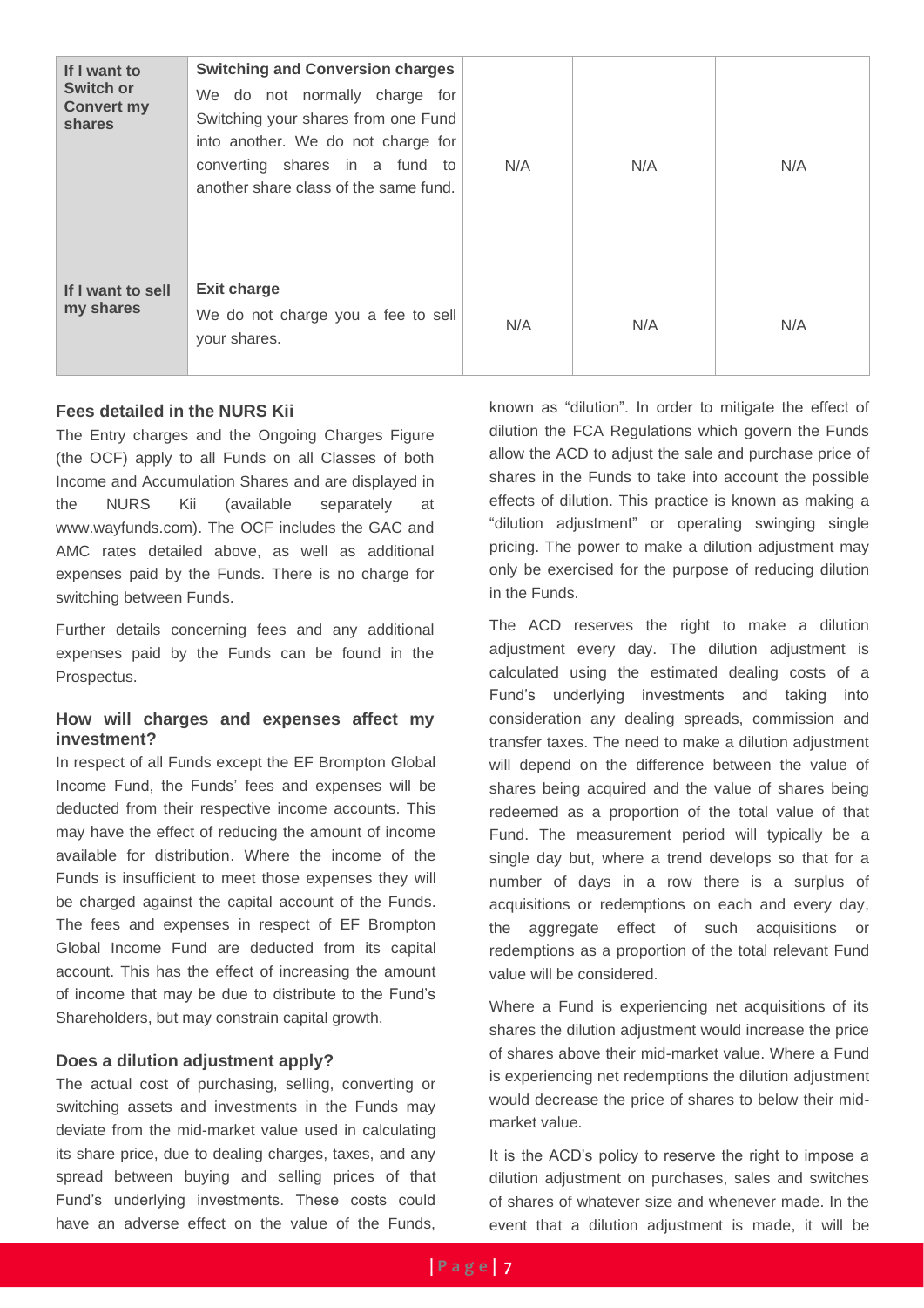| | | | | |
|---|---|---|---|---|
| **If I want to Switch or Convert my shares** | **Switching and Conversion charges** We do not normally charge for Switching your shares from one Fund into another. We do not charge for converting shares in a fund to another share class of the same fund. | N/A | N/A | N/A |
| **If I want to sell my shares** | **Exit charge** We do not charge you a fee to sell your shares. | N/A | N/A | N/A |

### Fees detailed in the NURS Kii

The Entry charges and the Ongoing Charges Figure (the OCF) apply to all Funds on all Classes of both Income and Accumulation Shares and are displayed in the NURS Kii (available separately at www.wayfunds.com). The OCF includes the GAC and AMC rates detailed above, as well as additional expenses paid by the Funds. There is no charge for switching between Funds.

Further details concerning fees and any additional expenses paid by the Funds can be found in the Prospectus.

### How will charges and expenses affect my investment?

In respect of all Funds except the EF Brompton Global Income Fund, the Funds' fees and expenses will be deducted from their respective income accounts. This may have the effect of reducing the amount of income available for distribution. Where the income of the Funds is insufficient to meet those expenses they will be charged against the capital account of the Funds. The fees and expenses in respect of EF Brompton Global Income Fund are deducted from its capital account. This has the effect of increasing the amount of income that may be due to distribute to the Fund's Shareholders, but may constrain capital growth.

### Does a dilution adjustment apply?

The actual cost of purchasing, selling, converting or switching assets and investments in the Funds may deviate from the mid-market value used in calculating its share price, due to dealing charges, taxes, and any spread between buying and selling prices of that Fund's underlying investments. These costs could have an adverse effect on the value of the Funds, known as "dilution". In order to mitigate the effect of dilution the FCA Regulations which govern the Funds allow the ACD to adjust the sale and purchase price of shares in the Funds to take into account the possible effects of dilution. This practice is known as making a "dilution adjustment" or operating swinging single pricing. The power to make a dilution adjustment may only be exercised for the purpose of reducing dilution in the Funds.

The ACD reserves the right to make a dilution adjustment every day. The dilution adjustment is calculated using the estimated dealing costs of a Fund's underlying investments and taking into consideration any dealing spreads, commission and transfer taxes. The need to make a dilution adjustment will depend on the difference between the value of shares being acquired and the value of shares being redeemed as a proportion of the total value of that Fund. The measurement period will typically be a single day but, where a trend develops so that for a number of days in a row there is a surplus of acquisitions or redemptions on each and every day, the aggregate effect of such acquisitions or redemptions as a proportion of the total relevant Fund value will be considered.

Where a Fund is experiencing net acquisitions of its shares the dilution adjustment would increase the price of shares above their mid-market value. Where a Fund is experiencing net redemptions the dilution adjustment would decrease the price of shares to below their mid-market value.

It is the ACD's policy to reserve the right to impose a dilution adjustment on purchases, sales and switches of shares of whatever size and whenever made. In the event that a dilution adjustment is made, it will be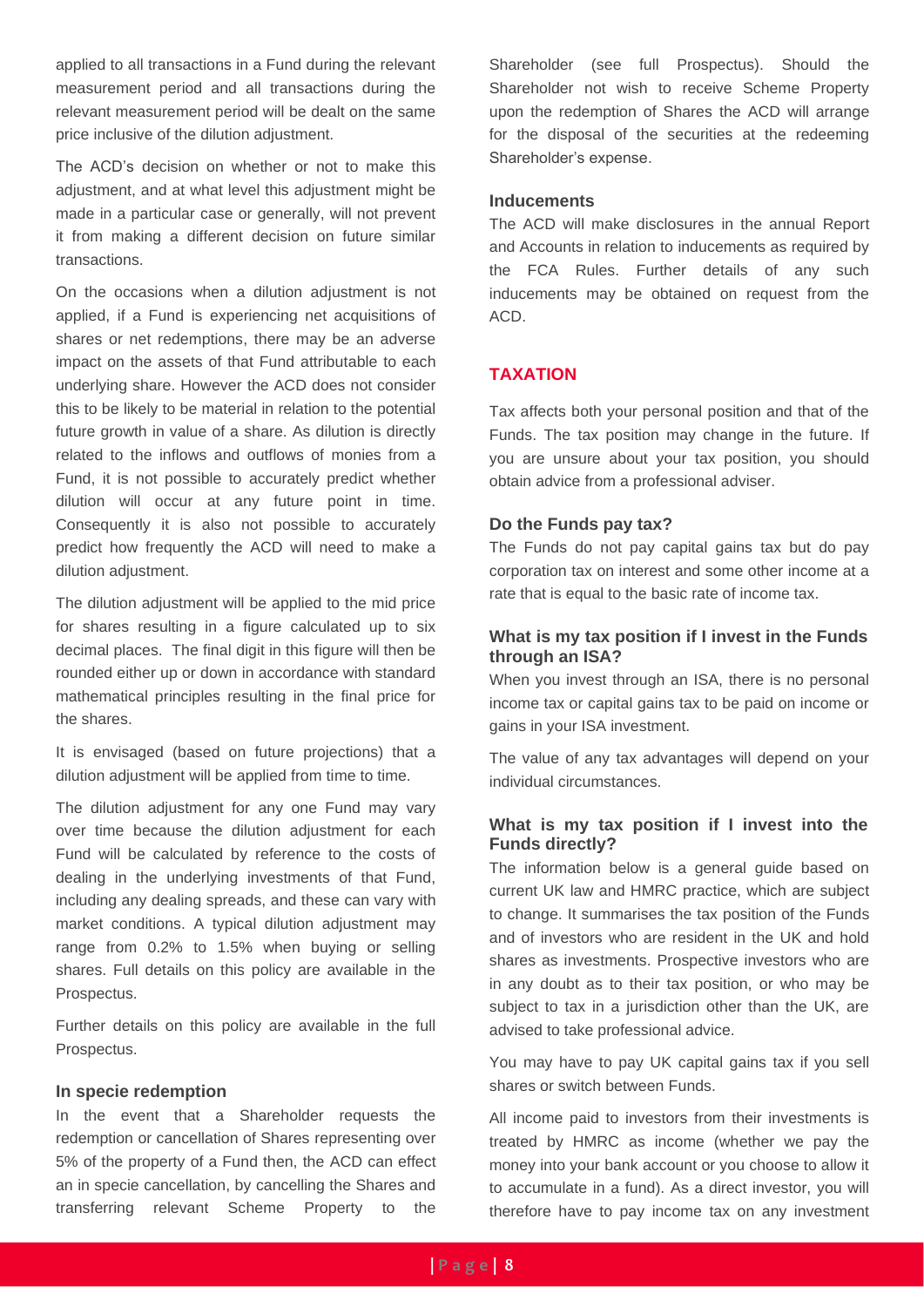applied to all transactions in a Fund during the relevant measurement period and all transactions during the relevant measurement period will be dealt on the same price inclusive of the dilution adjustment.

The ACD's decision on whether or not to make this adjustment, and at what level this adjustment might be made in a particular case or generally, will not prevent it from making a different decision on future similar transactions.

On the occasions when a dilution adjustment is not applied, if a Fund is experiencing net acquisitions of shares or net redemptions, there may be an adverse impact on the assets of that Fund attributable to each underlying share. However the ACD does not consider this to be likely to be material in relation to the potential future growth in value of a share. As dilution is directly related to the inflows and outflows of monies from a Fund, it is not possible to accurately predict whether dilution will occur at any future point in time. Consequently it is also not possible to accurately predict how frequently the ACD will need to make a dilution adjustment.

The dilution adjustment will be applied to the mid price for shares resulting in a figure calculated up to six decimal places. The final digit in this figure will then be rounded either up or down in accordance with standard mathematical principles resulting in the final price for the shares.

It is envisaged (based on future projections) that a dilution adjustment will be applied from time to time.

The dilution adjustment for any one Fund may vary over time because the dilution adjustment for each Fund will be calculated by reference to the costs of dealing in the underlying investments of that Fund, including any dealing spreads, and these can vary with market conditions. A typical dilution adjustment may range from 0.2% to 1.5% when buying or selling shares. Full details on this policy are available in the Prospectus.

Further details on this policy are available in the full Prospectus.

### In specie redemption

In the event that a Shareholder requests the redemption or cancellation of Shares representing over 5% of the property of a Fund then, the ACD can effect an in specie cancellation, by cancelling the Shares and transferring relevant Scheme Property to the Shareholder (see full Prospectus). Should the Shareholder not wish to receive Scheme Property upon the redemption of Shares the ACD will arrange for the disposal of the securities at the redeeming Shareholder's expense.

### Inducements

The ACD will make disclosures in the annual Report and Accounts in relation to inducements as required by the FCA Rules. Further details of any such inducements may be obtained on request from the ACD.

## TAXATION

Tax affects both your personal position and that of the Funds. The tax position may change in the future. If you are unsure about your tax position, you should obtain advice from a professional adviser.

### Do the Funds pay tax?

The Funds do not pay capital gains tax but do pay corporation tax on interest and some other income at a rate that is equal to the basic rate of income tax.

### What is my tax position if I invest in the Funds through an ISA?

When you invest through an ISA, there is no personal income tax or capital gains tax to be paid on income or gains in your ISA investment.

The value of any tax advantages will depend on your individual circumstances.

### What is my tax position if I invest into the Funds directly?

The information below is a general guide based on current UK law and HMRC practice, which are subject to change. It summarises the tax position of the Funds and of investors who are resident in the UK and hold shares as investments. Prospective investors who are in any doubt as to their tax position, or who may be subject to tax in a jurisdiction other than the UK, are advised to take professional advice.

You may have to pay UK capital gains tax if you sell shares or switch between Funds.

All income paid to investors from their investments is treated by HMRC as income (whether we pay the money into your bank account or you choose to allow it to accumulate in a fund). As a direct investor, you will therefore have to pay income tax on any investment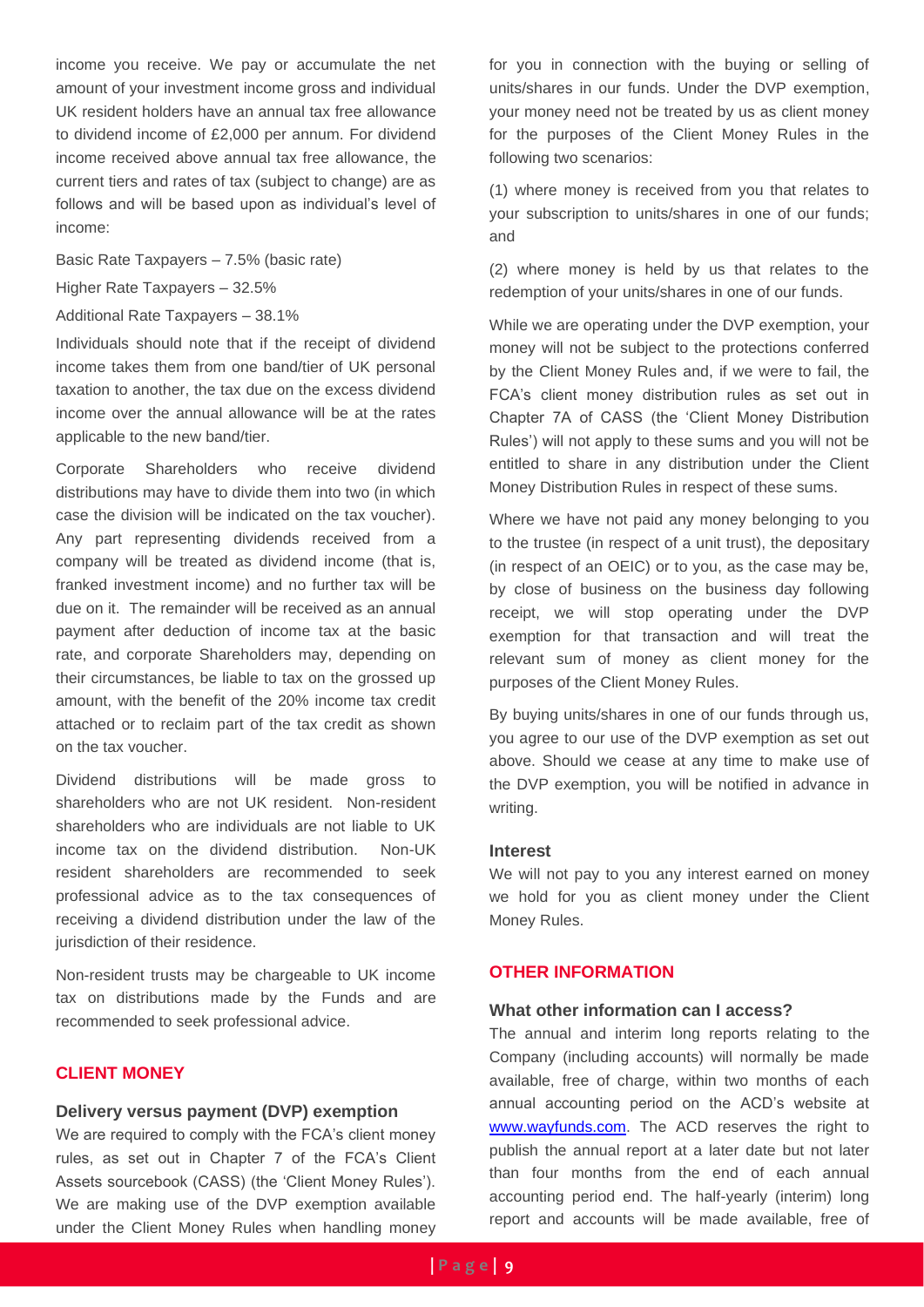income you receive. We pay or accumulate the net amount of your investment income gross and individual UK resident holders have an annual tax free allowance to dividend income of £2,000 per annum. For dividend income received above annual tax free allowance, the current tiers and rates of tax (subject to change) are as follows and will be based upon as individual's level of income:

Basic Rate Taxpayers – 7.5% (basic rate)

Higher Rate Taxpayers – 32.5%

Additional Rate Taxpayers – 38.1%

Individuals should note that if the receipt of dividend income takes them from one band/tier of UK personal taxation to another, the tax due on the excess dividend income over the annual allowance will be at the rates applicable to the new band/tier.

Corporate Shareholders who receive dividend distributions may have to divide them into two (in which case the division will be indicated on the tax voucher). Any part representing dividends received from a company will be treated as dividend income (that is, franked investment income) and no further tax will be due on it. The remainder will be received as an annual payment after deduction of income tax at the basic rate, and corporate Shareholders may, depending on their circumstances, be liable to tax on the grossed up amount, with the benefit of the 20% income tax credit attached or to reclaim part of the tax credit as shown on the tax voucher.

Dividend distributions will be made gross to shareholders who are not UK resident. Non-resident shareholders who are individuals are not liable to UK income tax on the dividend distribution. Non-UK resident shareholders are recommended to seek professional advice as to the tax consequences of receiving a dividend distribution under the law of the jurisdiction of their residence.

Non-resident trusts may be chargeable to UK income tax on distributions made by the Funds and are recommended to seek professional advice.

## CLIENT MONEY

### Delivery versus payment (DVP) exemption

We are required to comply with the FCA's client money rules, as set out in Chapter 7 of the FCA's Client Assets sourcebook (CASS) (the 'Client Money Rules'). We are making use of the DVP exemption available under the Client Money Rules when handling money for you in connection with the buying or selling of units/shares in our funds. Under the DVP exemption, your money need not be treated by us as client money for the purposes of the Client Money Rules in the following two scenarios:

(1) where money is received from you that relates to your subscription to units/shares in one of our funds; and

(2) where money is held by us that relates to the redemption of your units/shares in one of our funds.

While we are operating under the DVP exemption, your money will not be subject to the protections conferred by the Client Money Rules and, if we were to fail, the FCA's client money distribution rules as set out in Chapter 7A of CASS (the 'Client Money Distribution Rules') will not apply to these sums and you will not be entitled to share in any distribution under the Client Money Distribution Rules in respect of these sums.

Where we have not paid any money belonging to you to the trustee (in respect of a unit trust), the depositary (in respect of an OEIC) or to you, as the case may be, by close of business on the business day following receipt, we will stop operating under the DVP exemption for that transaction and will treat the relevant sum of money as client money for the purposes of the Client Money Rules.

By buying units/shares in one of our funds through us, you agree to our use of the DVP exemption as set out above. Should we cease at any time to make use of the DVP exemption, you will be notified in advance in writing.

### Interest

We will not pay to you any interest earned on money we hold for you as client money under the Client Money Rules.

## OTHER INFORMATION

### What other information can I access?

The annual and interim long reports relating to the Company (including accounts) will normally be made available, free of charge, within two months of each annual accounting period on the ACD's website at [www.wayfunds.com](http://www.wayfunds.com). The ACD reserves the right to publish the annual report at a later date but not later than four months from the end of each annual accounting period end. The half-yearly (interim) long report and accounts will be made available, free of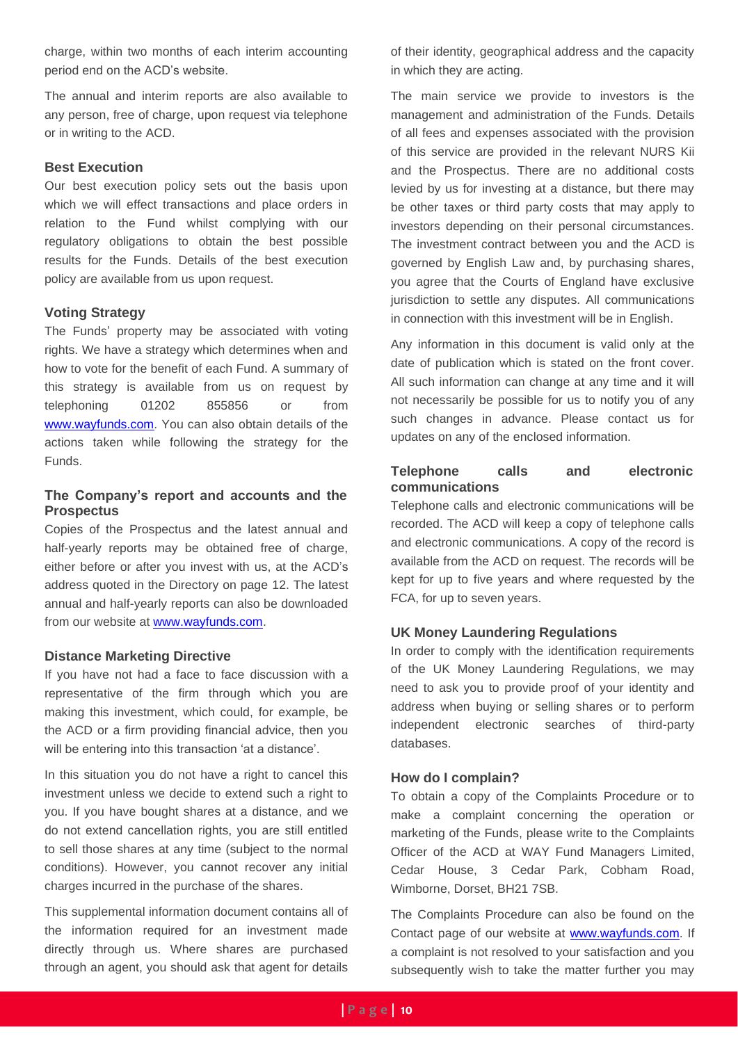charge, within two months of each interim accounting period end on the ACD's website.

The annual and interim reports are also available to any person, free of charge, upon request via telephone or in writing to the ACD.

### Best Execution

Our best execution policy sets out the basis upon which we will effect transactions and place orders in relation to the Fund whilst complying with our regulatory obligations to obtain the best possible results for the Funds. Details of the best execution policy are available from us upon request.

### Voting Strategy

The Funds' property may be associated with voting rights. We have a strategy which determines when and how to vote for the benefit of each Fund. A summary of this strategy is available from us on request by telephoning 01202 855856 or from www.wayfunds.com. You can also obtain details of the actions taken while following the strategy for the Funds.

### The Company's report and accounts and the Prospectus

Copies of the Prospectus and the latest annual and half-yearly reports may be obtained free of charge, either before or after you invest with us, at the ACD's address quoted in the Directory on page 12. The latest annual and half-yearly reports can also be downloaded from our website at www.wayfunds.com.

### Distance Marketing Directive

If you have not had a face to face discussion with a representative of the firm through which you are making this investment, which could, for example, be the ACD or a firm providing financial advice, then you will be entering into this transaction 'at a distance'.

In this situation you do not have a right to cancel this investment unless we decide to extend such a right to you. If you have bought shares at a distance, and we do not extend cancellation rights, you are still entitled to sell those shares at any time (subject to the normal conditions). However, you cannot recover any initial charges incurred in the purchase of the shares.

This supplemental information document contains all of the information required for an investment made directly through us. Where shares are purchased through an agent, you should ask that agent for details of their identity, geographical address and the capacity in which they are acting.

The main service we provide to investors is the management and administration of the Funds. Details of all fees and expenses associated with the provision of this service are provided in the relevant NURS Kii and the Prospectus. There are no additional costs levied by us for investing at a distance, but there may be other taxes or third party costs that may apply to investors depending on their personal circumstances. The investment contract between you and the ACD is governed by English Law and, by purchasing shares, you agree that the Courts of England have exclusive jurisdiction to settle any disputes. All communications in connection with this investment will be in English.

Any information in this document is valid only at the date of publication which is stated on the front cover. All such information can change at any time and it will not necessarily be possible for us to notify you of any such changes in advance. Please contact us for updates on any of the enclosed information.

### Telephone calls and electronic communications

Telephone calls and electronic communications will be recorded. The ACD will keep a copy of telephone calls and electronic communications. A copy of the record is available from the ACD on request. The records will be kept for up to five years and where requested by the FCA, for up to seven years.

### UK Money Laundering Regulations

In order to comply with the identification requirements of the UK Money Laundering Regulations, we may need to ask you to provide proof of your identity and address when buying or selling shares or to perform independent electronic searches of third-party databases.

### How do I complain?

To obtain a copy of the Complaints Procedure or to make a complaint concerning the operation or marketing of the Funds, please write to the Complaints Officer of the ACD at WAY Fund Managers Limited, Cedar House, 3 Cedar Park, Cobham Road, Wimborne, Dorset, BH21 7SB.

The Complaints Procedure can also be found on the Contact page of our website at www.wayfunds.com. If a complaint is not resolved to your satisfaction and you subsequently wish to take the matter further you may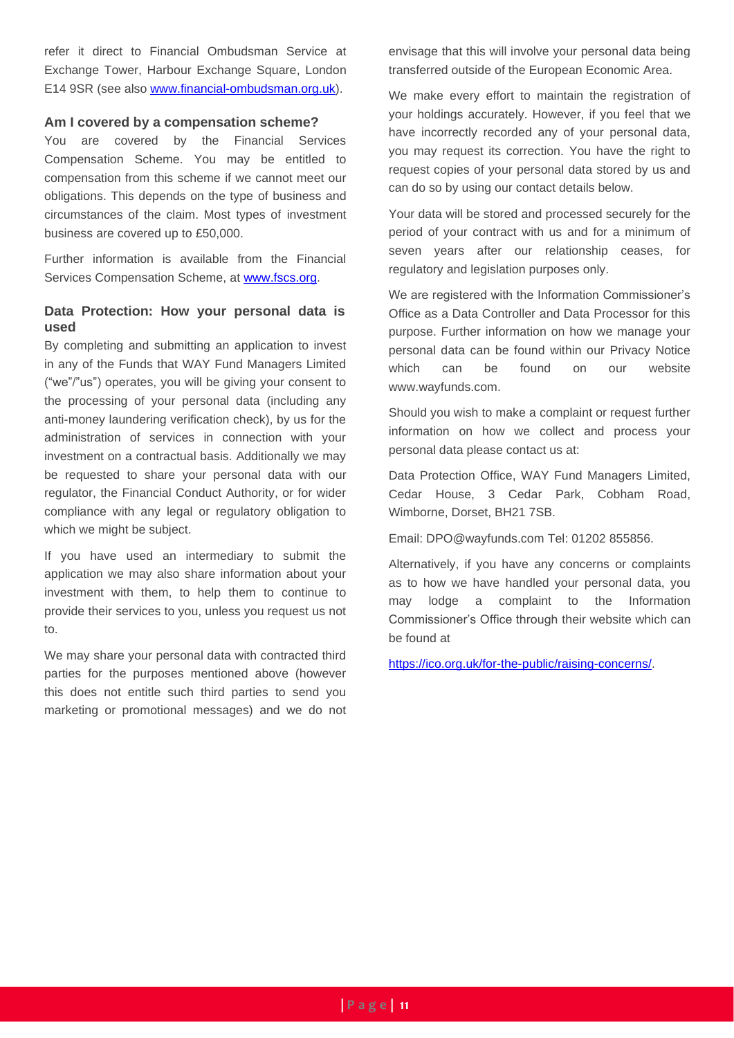refer it direct to Financial Ombudsman Service at Exchange Tower, Harbour Exchange Square, London E14 9SR (see also [www.financial-ombudsman.org.uk](http://www.financial-ombudsman.org.uk)).

### Am I covered by a compensation scheme?

You are covered by the Financial Services Compensation Scheme. You may be entitled to compensation from this scheme if we cannot meet our obligations. This depends on the type of business and circumstances of the claim. Most types of investment business are covered up to £50,000.

Further information is available from the Financial Services Compensation Scheme, at [www.fscs.org](http://www.fscs.org).

### Data Protection: How your personal data is used

By completing and submitting an application to invest in any of the Funds that WAY Fund Managers Limited ("we"/"us") operates, you will be giving your consent to the processing of your personal data (including any anti-money laundering verification check), by us for the administration of services in connection with your investment on a contractual basis. Additionally we may be requested to share your personal data with our regulator, the Financial Conduct Authority, or for wider compliance with any legal or regulatory obligation to which we might be subject.

If you have used an intermediary to submit the application we may also share information about your investment with them, to help them to continue to provide their services to you, unless you request us not to.

We may share your personal data with contracted third parties for the purposes mentioned above (however this does not entitle such third parties to send you marketing or promotional messages) and we do not envisage that this will involve your personal data being transferred outside of the European Economic Area.

We make every effort to maintain the registration of your holdings accurately. However, if you feel that we have incorrectly recorded any of your personal data, you may request its correction. You have the right to request copies of your personal data stored by us and can do so by using our contact details below.

Your data will be stored and processed securely for the period of your contract with us and for a minimum of seven years after our relationship ceases, for regulatory and legislation purposes only.

We are registered with the Information Commissioner's Office as a Data Controller and Data Processor for this purpose. Further information on how we manage your personal data can be found within our Privacy Notice which can be found on our website www.wayfunds.com.

Should you wish to make a complaint or request further information on how we collect and process your personal data please contact us at:

Data Protection Office, WAY Fund Managers Limited, Cedar House, 3 Cedar Park, Cobham Road, Wimborne, Dorset, BH21 7SB.

Email: DPO@wayfunds.com Tel: 01202 855856.

Alternatively, if you have any concerns or complaints as to how we have handled your personal data, you may lodge a complaint to the Information Commissioner's Office through their website which can be found at

[https://ico.org.uk/for-the-public/raising-concerns/](https://ico.org.uk/for-the-public/raising-concerns/).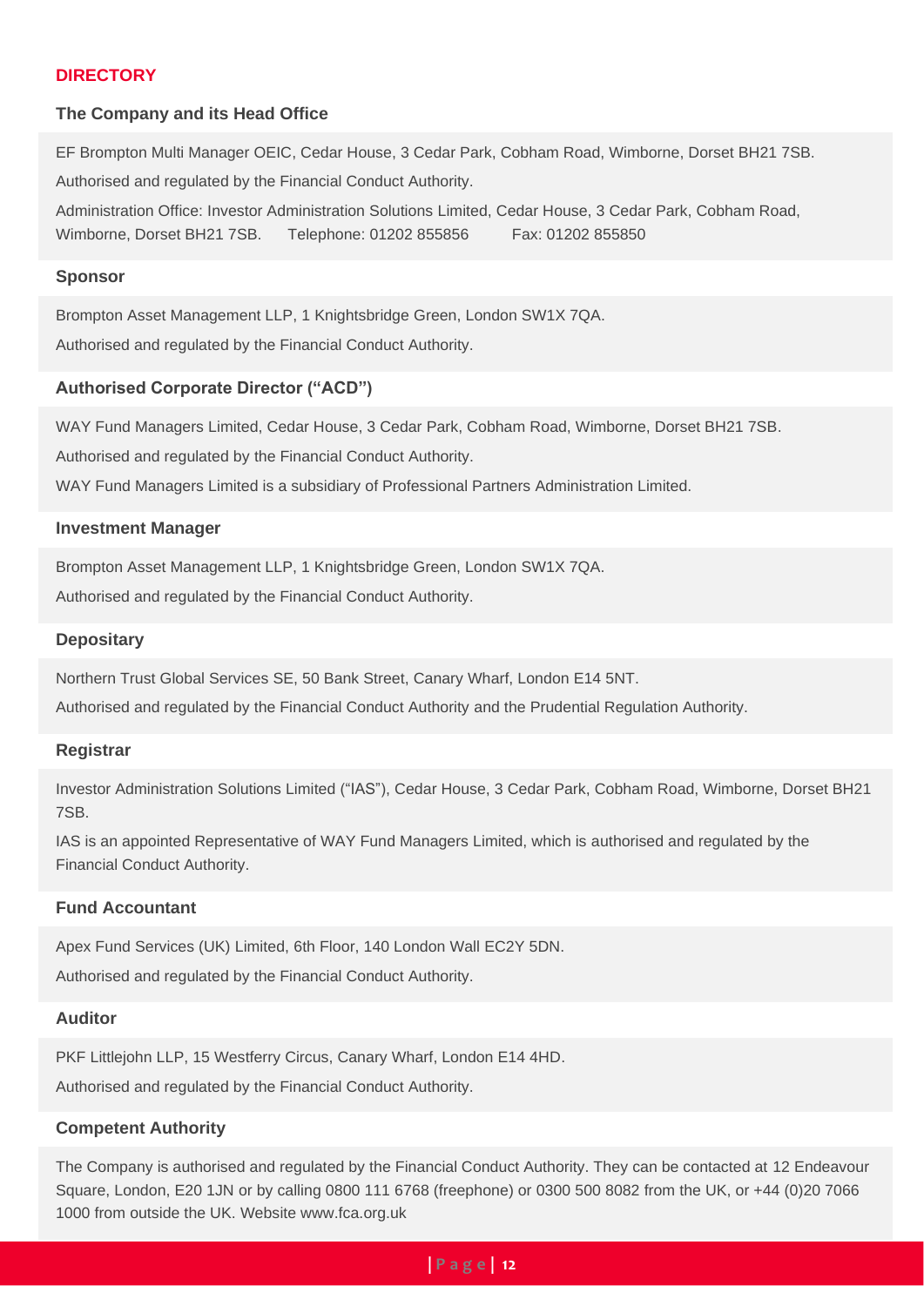## DIRECTORY

### The Company and its Head Office

EF Brompton Multi Manager OEIC, Cedar House, 3 Cedar Park, Cobham Road, Wimborne, Dorset BH21 7SB.

Authorised and regulated by the Financial Conduct Authority.

Administration Office: Investor Administration Solutions Limited, Cedar House, 3 Cedar Park, Cobham Road, Wimborne, Dorset BH21 7SB. Telephone: 01202 855856 Fax: 01202 855850

### Sponsor

Brompton Asset Management LLP, 1 Knightsbridge Green, London SW1X 7QA.

Authorised and regulated by the Financial Conduct Authority.

### Authorised Corporate Director ("ACD")

WAY Fund Managers Limited, Cedar House, 3 Cedar Park, Cobham Road, Wimborne, Dorset BH21 7SB.

Authorised and regulated by the Financial Conduct Authority.

WAY Fund Managers Limited is a subsidiary of Professional Partners Administration Limited.

### Investment Manager

Brompton Asset Management LLP, 1 Knightsbridge Green, London SW1X 7QA.

Authorised and regulated by the Financial Conduct Authority.

### Depositary

Northern Trust Global Services SE, 50 Bank Street, Canary Wharf, London E14 5NT.

Authorised and regulated by the Financial Conduct Authority and the Prudential Regulation Authority.

### Registrar

Investor Administration Solutions Limited ("IAS"), Cedar House, 3 Cedar Park, Cobham Road, Wimborne, Dorset BH21 7SB.

IAS is an appointed Representative of WAY Fund Managers Limited, which is authorised and regulated by the Financial Conduct Authority.

### Fund Accountant

Apex Fund Services (UK) Limited, 6th Floor, 140 London Wall EC2Y 5DN.

Authorised and regulated by the Financial Conduct Authority.

### Auditor

PKF Littlejohn LLP, 15 Westferry Circus, Canary Wharf, London E14 4HD.

Authorised and regulated by the Financial Conduct Authority.

### Competent Authority

The Company is authorised and regulated by the Financial Conduct Authority. They can be contacted at 12 Endeavour Square, London, E20 1JN or by calling 0800 111 6768 (freephone) or 0300 500 8082 from the UK, or +44 (0)20 7066 1000 from outside the UK. Website www.fca.org.uk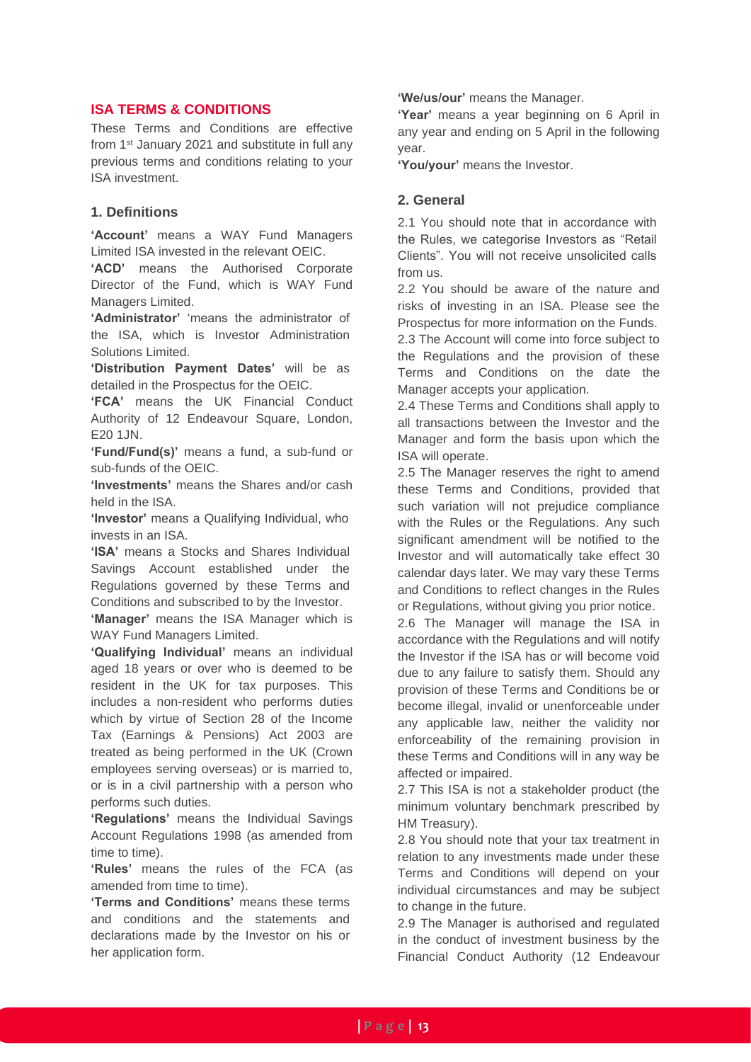## ISA TERMS & CONDITIONS

These Terms and Conditions are effective from 1st January 2021 and substitute in full any previous terms and conditions relating to your ISA investment.

### 1. Definitions

**'Account'** means a WAY Fund Managers Limited ISA invested in the relevant OEIC.

**'ACD'** means the Authorised Corporate Director of the Fund, which is WAY Fund Managers Limited.

**'Administrator'** 'means the administrator of the ISA, which is Investor Administration Solutions Limited.

**'Distribution Payment Dates'** will be as detailed in the Prospectus for the OEIC.

**'FCA'** means the UK Financial Conduct Authority of 12 Endeavour Square, London, E20 1JN.

**'Fund/Fund(s)'** means a fund, a sub-fund or sub-funds of the OEIC.

**'Investments'** means the Shares and/or cash held in the ISA.

**'Investor'** means a Qualifying Individual, who invests in an ISA.

**'ISA'** means a Stocks and Shares Individual Savings Account established under the Regulations governed by these Terms and Conditions and subscribed to by the Investor.

**'Manager'** means the ISA Manager which is WAY Fund Managers Limited.

**'Qualifying Individual'** means an individual aged 18 years or over who is deemed to be resident in the UK for tax purposes. This includes a non-resident who performs duties which by virtue of Section 28 of the Income Tax (Earnings & Pensions) Act 2003 are treated as being performed in the UK (Crown employees serving overseas) or is married to, or is in a civil partnership with a person who performs such duties.

**'Regulations'** means the Individual Savings Account Regulations 1998 (as amended from time to time).

**'Rules'** means the rules of the FCA (as amended from time to time).

**'Terms and Conditions'** means these terms and conditions and the statements and declarations made by the Investor on his or her application form.

**'We/us/our'** means the Manager.

**'Year'** means a year beginning on 6 April in any year and ending on 5 April in the following year.

**'You/your'** means the Investor.

### 2. General

2.1 You should note that in accordance with the Rules, we categorise Investors as "Retail Clients". You will not receive unsolicited calls from us.

2.2 You should be aware of the nature and risks of investing in an ISA. Please see the Prospectus for more information on the Funds.

2.3 The Account will come into force subject to the Regulations and the provision of these Terms and Conditions on the date the Manager accepts your application.

2.4 These Terms and Conditions shall apply to all transactions between the Investor and the Manager and form the basis upon which the ISA will operate.

2.5 The Manager reserves the right to amend these Terms and Conditions, provided that such variation will not prejudice compliance with the Rules or the Regulations. Any such significant amendment will be notified to the Investor and will automatically take effect 30 calendar days later. We may vary these Terms and Conditions to reflect changes in the Rules or Regulations, without giving you prior notice.

2.6 The Manager will manage the ISA in accordance with the Regulations and will notify the Investor if the ISA has or will become void due to any failure to satisfy them. Should any provision of these Terms and Conditions be or become illegal, invalid or unenforceable under any applicable law, neither the validity nor enforceability of the remaining provision in these Terms and Conditions will in any way be affected or impaired.

2.7 This ISA is not a stakeholder product (the minimum voluntary benchmark prescribed by HM Treasury).

2.8 You should note that your tax treatment in relation to any investments made under these Terms and Conditions will depend on your individual circumstances and may be subject to change in the future.

2.9 The Manager is authorised and regulated in the conduct of investment business by the Financial Conduct Authority (12 Endeavour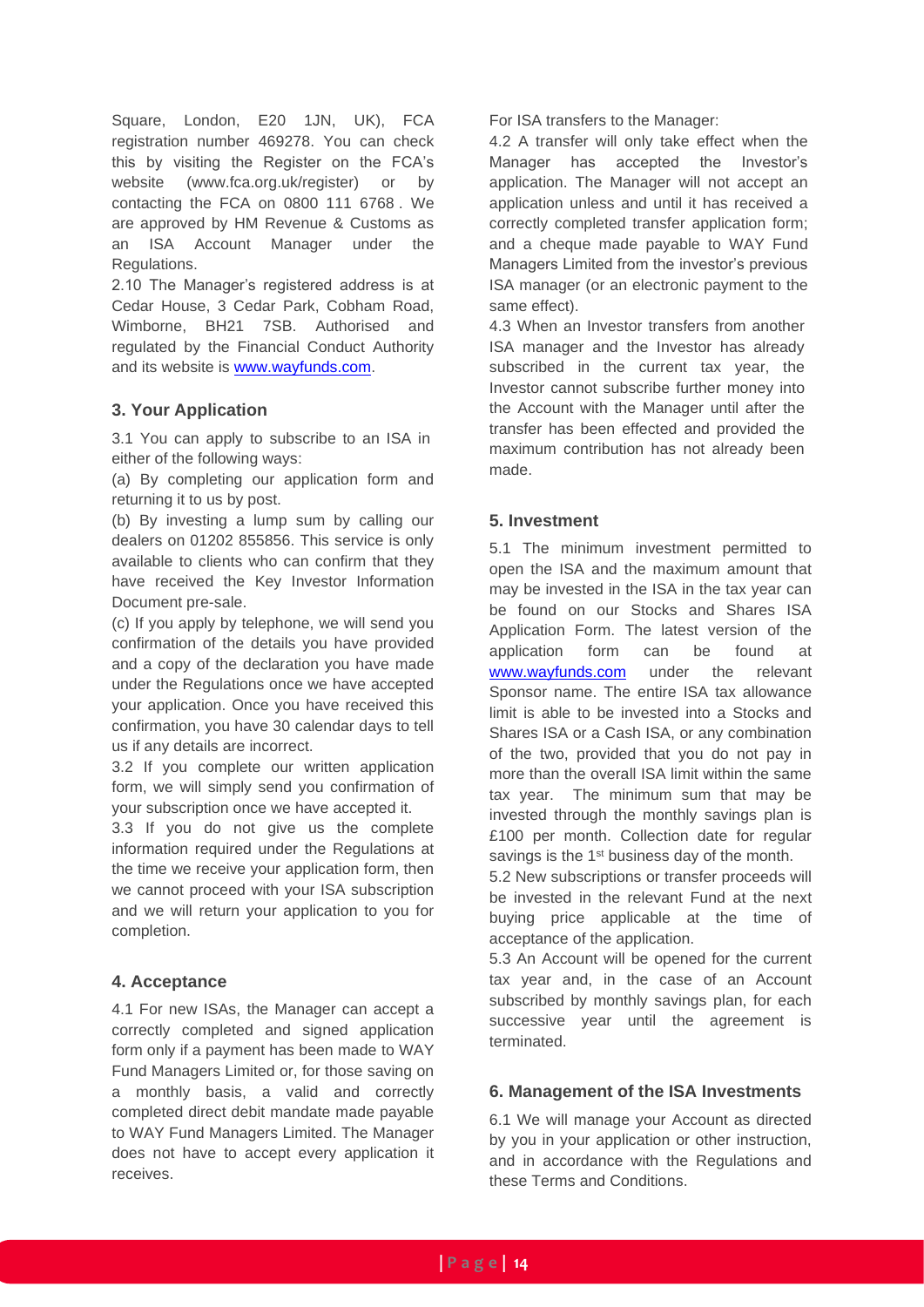Square, London, E20 1JN, UK), FCA registration number 469278. You can check this by visiting the Register on the FCA's website (www.fca.org.uk/register) or by contacting the FCA on 0800 111 6768 . We are approved by HM Revenue & Customs as an ISA Account Manager under the Regulations.

2.10 The Manager's registered address is at Cedar House, 3 Cedar Park, Cobham Road, Wimborne, BH21 7SB. Authorised and regulated by the Financial Conduct Authority and its website is www.wayfunds.com.

## 3. Your Application

3.1 You can apply to subscribe to an ISA in either of the following ways:

(a) By completing our application form and returning it to us by post.

(b) By investing a lump sum by calling our dealers on 01202 855856. This service is only available to clients who can confirm that they have received the Key Investor Information Document pre-sale.

(c) If you apply by telephone, we will send you confirmation of the details you have provided and a copy of the declaration you have made under the Regulations once we have accepted your application. Once you have received this confirmation, you have 30 calendar days to tell us if any details are incorrect.

3.2 If you complete our written application form, we will simply send you confirmation of your subscription once we have accepted it.

3.3 If you do not give us the complete information required under the Regulations at the time we receive your application form, then we cannot proceed with your ISA subscription and we will return your application to you for completion.

## 4. Acceptance

4.1 For new ISAs, the Manager can accept a correctly completed and signed application form only if a payment has been made to WAY Fund Managers Limited or, for those saving on a monthly basis, a valid and correctly completed direct debit mandate made payable to WAY Fund Managers Limited. The Manager does not have to accept every application it receives.

For ISA transfers to the Manager:

4.2 A transfer will only take effect when the Manager has accepted the Investor's application. The Manager will not accept an application unless and until it has received a correctly completed transfer application form; and a cheque made payable to WAY Fund Managers Limited from the investor's previous ISA manager (or an electronic payment to the same effect).

4.3 When an Investor transfers from another ISA manager and the Investor has already subscribed in the current tax year, the Investor cannot subscribe further money into the Account with the Manager until after the transfer has been effected and provided the maximum contribution has not already been made.

## 5. Investment

5.1 The minimum investment permitted to open the ISA and the maximum amount that may be invested in the ISA in the tax year can be found on our Stocks and Shares ISA Application Form. The latest version of the application form can be found at www.wayfunds.com under the relevant Sponsor name. The entire ISA tax allowance limit is able to be invested into a Stocks and Shares ISA or a Cash ISA, or any combination of the two, provided that you do not pay in more than the overall ISA limit within the same tax year. The minimum sum that may be invested through the monthly savings plan is £100 per month. Collection date for regular savings is the 1st business day of the month.

5.2 New subscriptions or transfer proceeds will be invested in the relevant Fund at the next buying price applicable at the time of acceptance of the application.

5.3 An Account will be opened for the current tax year and, in the case of an Account subscribed by monthly savings plan, for each successive year until the agreement is terminated.

## 6. Management of the ISA Investments

6.1 We will manage your Account as directed by you in your application or other instruction, and in accordance with the Regulations and these Terms and Conditions.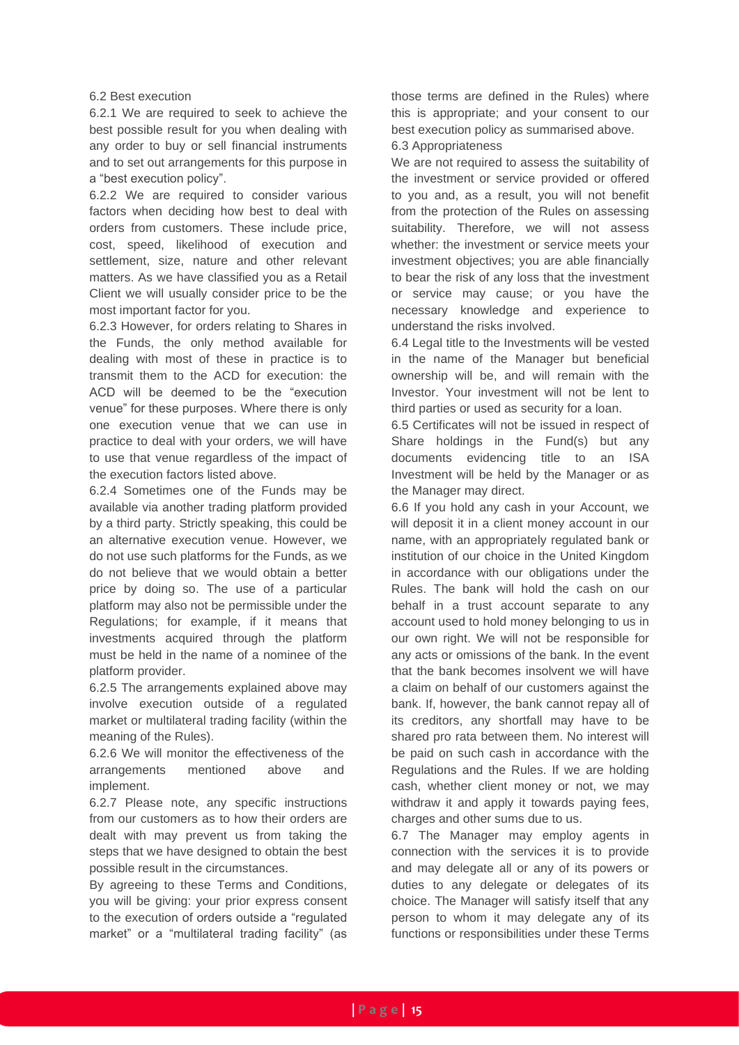### 6.2 Best execution

6.2.1 We are required to seek to achieve the best possible result for you when dealing with any order to buy or sell financial instruments and to set out arrangements for this purpose in a "best execution policy".

6.2.2 We are required to consider various factors when deciding how best to deal with orders from customers. These include price, cost, speed, likelihood of execution and settlement, size, nature and other relevant matters. As we have classified you as a Retail Client we will usually consider price to be the most important factor for you.

6.2.3 However, for orders relating to Shares in the Funds, the only method available for dealing with most of these in practice is to transmit them to the ACD for execution: the ACD will be deemed to be the "execution venue" for these purposes. Where there is only one execution venue that we can use in practice to deal with your orders, we will have to use that venue regardless of the impact of the execution factors listed above.

6.2.4 Sometimes one of the Funds may be available via another trading platform provided by a third party. Strictly speaking, this could be an alternative execution venue. However, we do not use such platforms for the Funds, as we do not believe that we would obtain a better price by doing so. The use of a particular platform may also not be permissible under the Regulations; for example, if it means that investments acquired through the platform must be held in the name of a nominee of the platform provider.

6.2.5 The arrangements explained above may involve execution outside of a regulated market or multilateral trading facility (within the meaning of the Rules).

6.2.6 We will monitor the effectiveness of the arrangements mentioned above and implement.

6.2.7 Please note, any specific instructions from our customers as to how their orders are dealt with may prevent us from taking the steps that we have designed to obtain the best possible result in the circumstances.

By agreeing to these Terms and Conditions, you will be giving: your prior express consent to the execution of orders outside a "regulated market" or a "multilateral trading facility" (as those terms are defined in the Rules) where this is appropriate; and your consent to our best execution policy as summarised above.

### 6.3 Appropriateness

We are not required to assess the suitability of the investment or service provided or offered to you and, as a result, you will not benefit from the protection of the Rules on assessing suitability. Therefore, we will not assess whether: the investment or service meets your investment objectives; you are able financially to bear the risk of any loss that the investment or service may cause; or you have the necessary knowledge and experience to understand the risks involved.

6.4 Legal title to the Investments will be vested in the name of the Manager but beneficial ownership will be, and will remain with the Investor. Your investment will not be lent to third parties or used as security for a loan.

6.5 Certificates will not be issued in respect of Share holdings in the Fund(s) but any documents evidencing title to an ISA Investment will be held by the Manager or as the Manager may direct.

6.6 If you hold any cash in your Account, we will deposit it in a client money account in our name, with an appropriately regulated bank or institution of our choice in the United Kingdom in accordance with our obligations under the Rules. The bank will hold the cash on our behalf in a trust account separate to any account used to hold money belonging to us in our own right. We will not be responsible for any acts or omissions of the bank. In the event that the bank becomes insolvent we will have a claim on behalf of our customers against the bank. If, however, the bank cannot repay all of its creditors, any shortfall may have to be shared pro rata between them. No interest will be paid on such cash in accordance with the Regulations and the Rules. If we are holding cash, whether client money or not, we may withdraw it and apply it towards paying fees, charges and other sums due to us.

6.7 The Manager may employ agents in connection with the services it is to provide and may delegate all or any of its powers or duties to any delegate or delegates of its choice. The Manager will satisfy itself that any person to whom it may delegate any of its functions or responsibilities under these Terms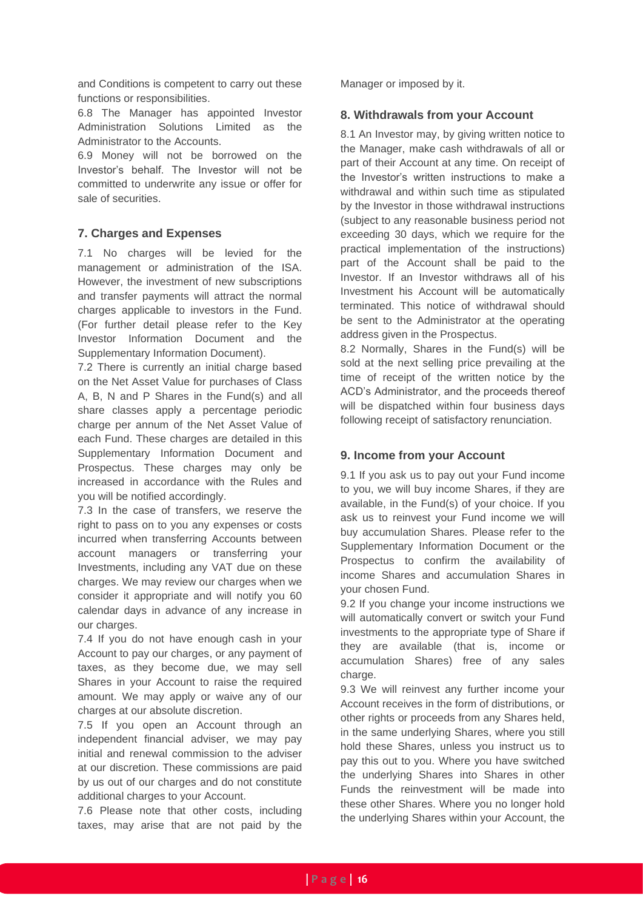and Conditions is competent to carry out these functions or responsibilities.

6.8 The Manager has appointed Investor Administration Solutions Limited as the Administrator to the Accounts.

6.9 Money will not be borrowed on the Investor's behalf. The Investor will not be committed to underwrite any issue or offer for sale of securities.

## 7. Charges and Expenses

7.1 No charges will be levied for the management or administration of the ISA. However, the investment of new subscriptions and transfer payments will attract the normal charges applicable to investors in the Fund. (For further detail please refer to the Key Investor Information Document and the Supplementary Information Document).

7.2 There is currently an initial charge based on the Net Asset Value for purchases of Class A, B, N and P Shares in the Fund(s) and all share classes apply a percentage periodic charge per annum of the Net Asset Value of each Fund. These charges are detailed in this Supplementary Information Document and Prospectus. These charges may only be increased in accordance with the Rules and you will be notified accordingly.

7.3 In the case of transfers, we reserve the right to pass on to you any expenses or costs incurred when transferring Accounts between account managers or transferring your Investments, including any VAT due on these charges. We may review our charges when we consider it appropriate and will notify you 60 calendar days in advance of any increase in our charges.

7.4 If you do not have enough cash in your Account to pay our charges, or any payment of taxes, as they become due, we may sell Shares in your Account to raise the required amount. We may apply or waive any of our charges at our absolute discretion.

7.5 If you open an Account through an independent financial adviser, we may pay initial and renewal commission to the adviser at our discretion. These commissions are paid by us out of our charges and do not constitute additional charges to your Account.

7.6 Please note that other costs, including taxes, may arise that are not paid by the Manager or imposed by it.

## 8. Withdrawals from your Account

8.1 An Investor may, by giving written notice to the Manager, make cash withdrawals of all or part of their Account at any time. On receipt of the Investor's written instructions to make a withdrawal and within such time as stipulated by the Investor in those withdrawal instructions (subject to any reasonable business period not exceeding 30 days, which we require for the practical implementation of the instructions) part of the Account shall be paid to the Investor. If an Investor withdraws all of his Investment his Account will be automatically terminated. This notice of withdrawal should be sent to the Administrator at the operating address given in the Prospectus.

8.2 Normally, Shares in the Fund(s) will be sold at the next selling price prevailing at the time of receipt of the written notice by the ACD's Administrator, and the proceeds thereof will be dispatched within four business days following receipt of satisfactory renunciation.

## 9. Income from your Account

9.1 If you ask us to pay out your Fund income to you, we will buy income Shares, if they are available, in the Fund(s) of your choice. If you ask us to reinvest your Fund income we will buy accumulation Shares. Please refer to the Supplementary Information Document or the Prospectus to confirm the availability of income Shares and accumulation Shares in your chosen Fund.

9.2 If you change your income instructions we will automatically convert or switch your Fund investments to the appropriate type of Share if they are available (that is, income or accumulation Shares) free of any sales charge.

9.3 We will reinvest any further income your Account receives in the form of distributions, or other rights or proceeds from any Shares held, in the same underlying Shares, where you still hold these Shares, unless you instruct us to pay this out to you. Where you have switched the underlying Shares into Shares in other Funds the reinvestment will be made into these other Shares. Where you no longer hold the underlying Shares within your Account, the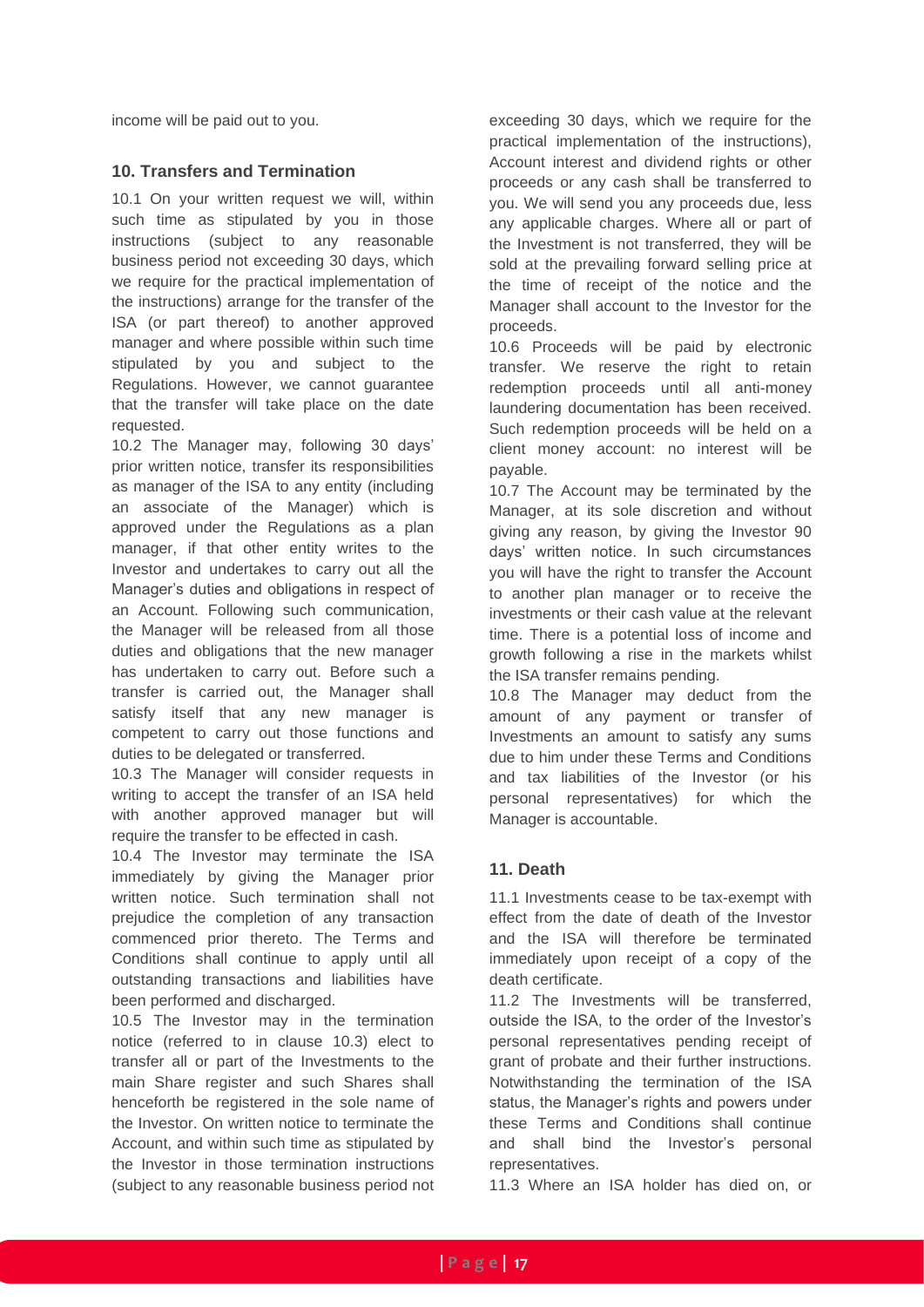income will be paid out to you.

## 10. Transfers and Termination

10.1 On your written request we will, within such time as stipulated by you in those instructions (subject to any reasonable business period not exceeding 30 days, which we require for the practical implementation of the instructions) arrange for the transfer of the ISA (or part thereof) to another approved manager and where possible within such time stipulated by you and subject to the Regulations. However, we cannot guarantee that the transfer will take place on the date requested.

10.2 The Manager may, following 30 days' prior written notice, transfer its responsibilities as manager of the ISA to any entity (including an associate of the Manager) which is approved under the Regulations as a plan manager, if that other entity writes to the Investor and undertakes to carry out all the Manager's duties and obligations in respect of an Account. Following such communication, the Manager will be released from all those duties and obligations that the new manager has undertaken to carry out. Before such a transfer is carried out, the Manager shall satisfy itself that any new manager is competent to carry out those functions and duties to be delegated or transferred.

10.3 The Manager will consider requests in writing to accept the transfer of an ISA held with another approved manager but will require the transfer to be effected in cash.

10.4 The Investor may terminate the ISA immediately by giving the Manager prior written notice. Such termination shall not prejudice the completion of any transaction commenced prior thereto. The Terms and Conditions shall continue to apply until all outstanding transactions and liabilities have been performed and discharged.

10.5 The Investor may in the termination notice (referred to in clause 10.3) elect to transfer all or part of the Investments to the main Share register and such Shares shall henceforth be registered in the sole name of the Investor. On written notice to terminate the Account, and within such time as stipulated by the Investor in those termination instructions (subject to any reasonable business period not exceeding 30 days, which we require for the practical implementation of the instructions), Account interest and dividend rights or other proceeds or any cash shall be transferred to you. We will send you any proceeds due, less any applicable charges. Where all or part of the Investment is not transferred, they will be sold at the prevailing forward selling price at the time of receipt of the notice and the Manager shall account to the Investor for the proceeds.

10.6 Proceeds will be paid by electronic transfer. We reserve the right to retain redemption proceeds until all anti-money laundering documentation has been received. Such redemption proceeds will be held on a client money account: no interest will be payable.

10.7 The Account may be terminated by the Manager, at its sole discretion and without giving any reason, by giving the Investor 90 days' written notice. In such circumstances you will have the right to transfer the Account to another plan manager or to receive the investments or their cash value at the relevant time. There is a potential loss of income and growth following a rise in the markets whilst the ISA transfer remains pending.

10.8 The Manager may deduct from the amount of any payment or transfer of Investments an amount to satisfy any sums due to him under these Terms and Conditions and tax liabilities of the Investor (or his personal representatives) for which the Manager is accountable.

## 11. Death

11.1 Investments cease to be tax-exempt with effect from the date of death of the Investor and the ISA will therefore be terminated immediately upon receipt of a copy of the death certificate.

11.2 The Investments will be transferred, outside the ISA, to the order of the Investor's personal representatives pending receipt of grant of probate and their further instructions. Notwithstanding the termination of the ISA status, the Manager's rights and powers under these Terms and Conditions shall continue and shall bind the Investor's personal representatives.

11.3 Where an ISA holder has died on, or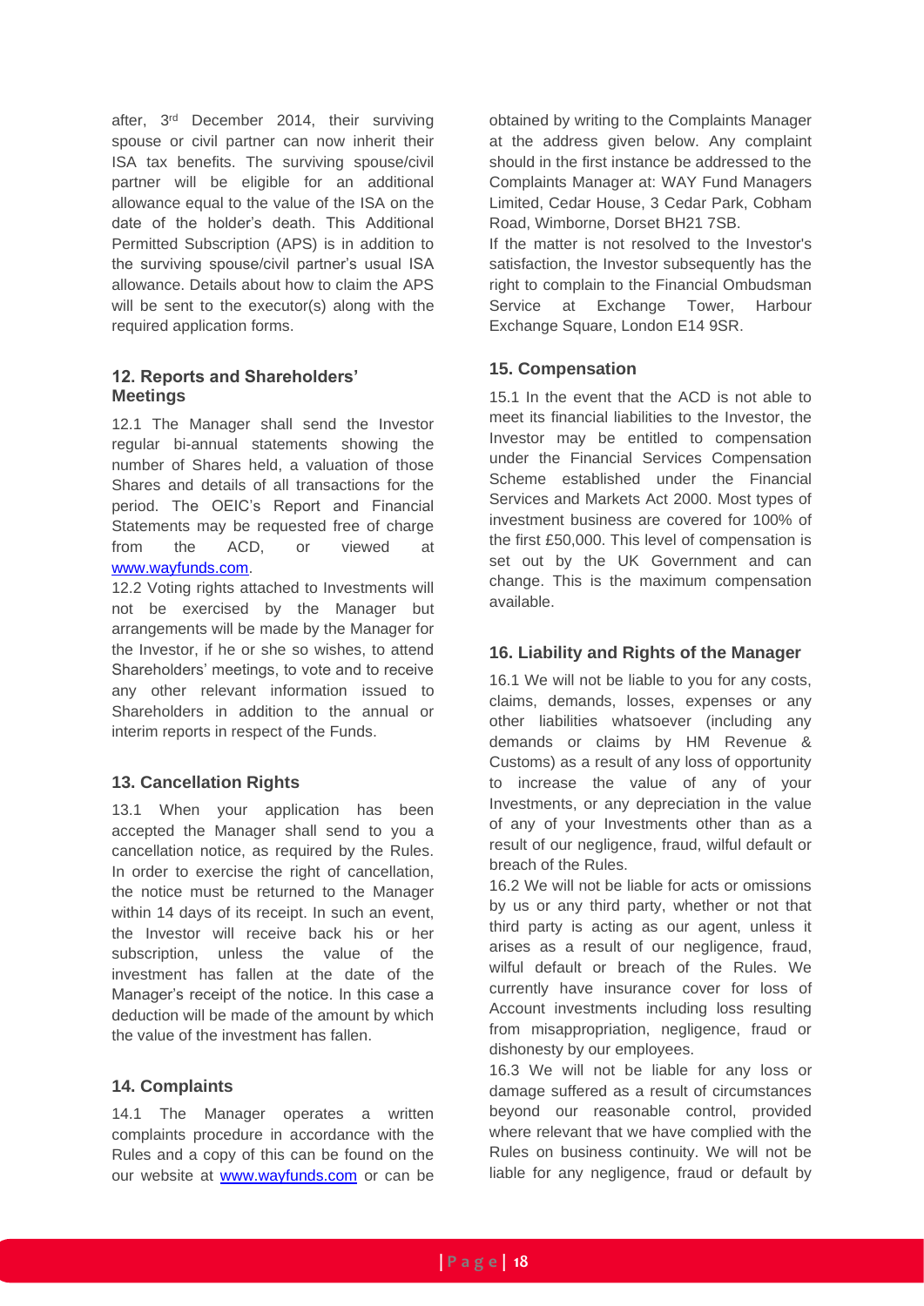after, 3rd December 2014, their surviving spouse or civil partner can now inherit their ISA tax benefits. The surviving spouse/civil partner will be eligible for an additional allowance equal to the value of the ISA on the date of the holder's death. This Additional Permitted Subscription (APS) is in addition to the surviving spouse/civil partner's usual ISA allowance. Details about how to claim the APS will be sent to the executor(s) along with the required application forms.

## 12. Reports and Shareholders' Meetings

12.1 The Manager shall send the Investor regular bi-annual statements showing the number of Shares held, a valuation of those Shares and details of all transactions for the period. The OEIC's Report and Financial Statements may be requested free of charge from the ACD, or viewed at www.wayfunds.com.

12.2 Voting rights attached to Investments will not be exercised by the Manager but arrangements will be made by the Manager for the Investor, if he or she so wishes, to attend Shareholders' meetings, to vote and to receive any other relevant information issued to Shareholders in addition to the annual or interim reports in respect of the Funds.

## 13. Cancellation Rights

13.1 When your application has been accepted the Manager shall send to you a cancellation notice, as required by the Rules. In order to exercise the right of cancellation, the notice must be returned to the Manager within 14 days of its receipt. In such an event, the Investor will receive back his or her subscription, unless the value of the investment has fallen at the date of the Manager's receipt of the notice. In this case a deduction will be made of the amount by which the value of the investment has fallen.

## 14. Complaints

14.1 The Manager operates a written complaints procedure in accordance with the Rules and a copy of this can be found on the our website at www.wayfunds.com or can be obtained by writing to the Complaints Manager at the address given below. Any complaint should in the first instance be addressed to the Complaints Manager at: WAY Fund Managers Limited, Cedar House, 3 Cedar Park, Cobham Road, Wimborne, Dorset BH21 7SB.

If the matter is not resolved to the Investor's satisfaction, the Investor subsequently has the right to complain to the Financial Ombudsman Service at Exchange Tower, Harbour Exchange Square, London E14 9SR.

## 15. Compensation

15.1 In the event that the ACD is not able to meet its financial liabilities to the Investor, the Investor may be entitled to compensation under the Financial Services Compensation Scheme established under the Financial Services and Markets Act 2000. Most types of investment business are covered for 100% of the first £50,000. This level of compensation is set out by the UK Government and can change. This is the maximum compensation available.

## 16. Liability and Rights of the Manager

16.1 We will not be liable to you for any costs, claims, demands, losses, expenses or any other liabilities whatsoever (including any demands or claims by HM Revenue & Customs) as a result of any loss of opportunity to increase the value of any of your Investments, or any depreciation in the value of any of your Investments other than as a result of our negligence, fraud, wilful default or breach of the Rules.

16.2 We will not be liable for acts or omissions by us or any third party, whether or not that third party is acting as our agent, unless it arises as a result of our negligence, fraud, wilful default or breach of the Rules. We currently have insurance cover for loss of Account investments including loss resulting from misappropriation, negligence, fraud or dishonesty by our employees.

16.3 We will not be liable for any loss or damage suffered as a result of circumstances beyond our reasonable control, provided where relevant that we have complied with the Rules on business continuity. We will not be liable for any negligence, fraud or default by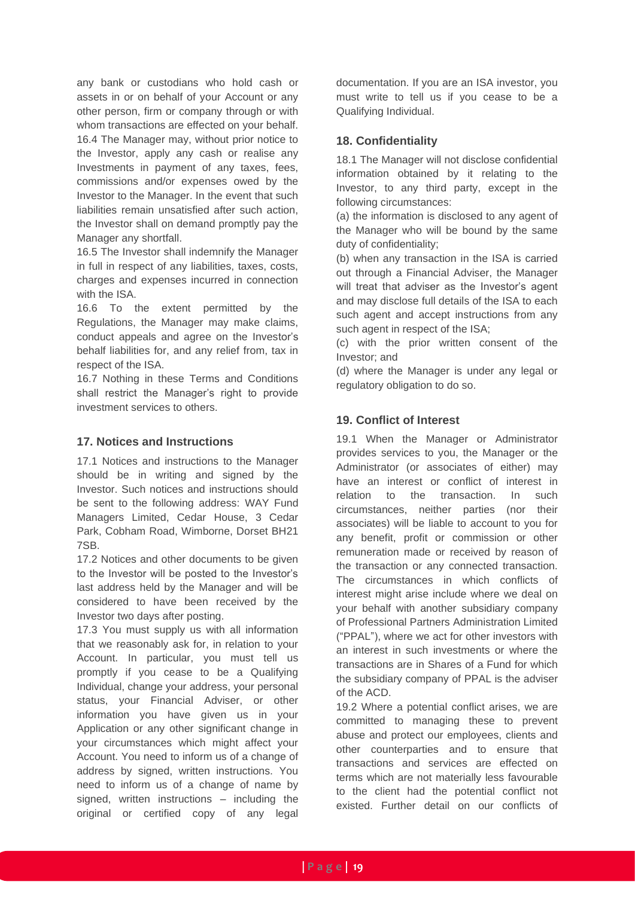any bank or custodians who hold cash or assets in or on behalf of your Account or any other person, firm or company through or with whom transactions are effected on your behalf.

16.4 The Manager may, without prior notice to the Investor, apply any cash or realise any Investments in payment of any taxes, fees, commissions and/or expenses owed by the Investor to the Manager. In the event that such liabilities remain unsatisfied after such action, the Investor shall on demand promptly pay the Manager any shortfall.

16.5 The Investor shall indemnify the Manager in full in respect of any liabilities, taxes, costs, charges and expenses incurred in connection with the ISA.

16.6 To the extent permitted by the Regulations, the Manager may make claims, conduct appeals and agree on the Investor's behalf liabilities for, and any relief from, tax in respect of the ISA.

16.7 Nothing in these Terms and Conditions shall restrict the Manager's right to provide investment services to others.

## 17. Notices and Instructions

17.1 Notices and instructions to the Manager should be in writing and signed by the Investor. Such notices and instructions should be sent to the following address: WAY Fund Managers Limited, Cedar House, 3 Cedar Park, Cobham Road, Wimborne, Dorset BH21 7SB.

17.2 Notices and other documents to be given to the Investor will be posted to the Investor's last address held by the Manager and will be considered to have been received by the Investor two days after posting.

17.3 You must supply us with all information that we reasonably ask for, in relation to your Account. In particular, you must tell us promptly if you cease to be a Qualifying Individual, change your address, your personal status, your Financial Adviser, or other information you have given us in your Application or any other significant change in your circumstances which might affect your Account. You need to inform us of a change of address by signed, written instructions. You need to inform us of a change of name by signed, written instructions – including the original or certified copy of any legal documentation. If you are an ISA investor, you must write to tell us if you cease to be a Qualifying Individual.

## 18. Confidentiality

18.1 The Manager will not disclose confidential information obtained by it relating to the Investor, to any third party, except in the following circumstances:

(a) the information is disclosed to any agent of the Manager who will be bound by the same duty of confidentiality;

(b) when any transaction in the ISA is carried out through a Financial Adviser, the Manager will treat that adviser as the Investor's agent and may disclose full details of the ISA to each such agent and accept instructions from any such agent in respect of the ISA;

(c) with the prior written consent of the Investor; and

(d) where the Manager is under any legal or regulatory obligation to do so.

## 19. Conflict of Interest

19.1 When the Manager or Administrator provides services to you, the Manager or the Administrator (or associates of either) may have an interest or conflict of interest in relation to the transaction. In such circumstances, neither parties (nor their associates) will be liable to account to you for any benefit, profit or commission or other remuneration made or received by reason of the transaction or any connected transaction. The circumstances in which conflicts of interest might arise include where we deal on your behalf with another subsidiary company of Professional Partners Administration Limited ("PPAL"), where we act for other investors with an interest in such investments or where the transactions are in Shares of a Fund for which the subsidiary company of PPAL is the adviser of the ACD.

19.2 Where a potential conflict arises, we are committed to managing these to prevent abuse and protect our employees, clients and other counterparties and to ensure that transactions and services are effected on terms which are not materially less favourable to the client had the potential conflict not existed. Further detail on our conflicts of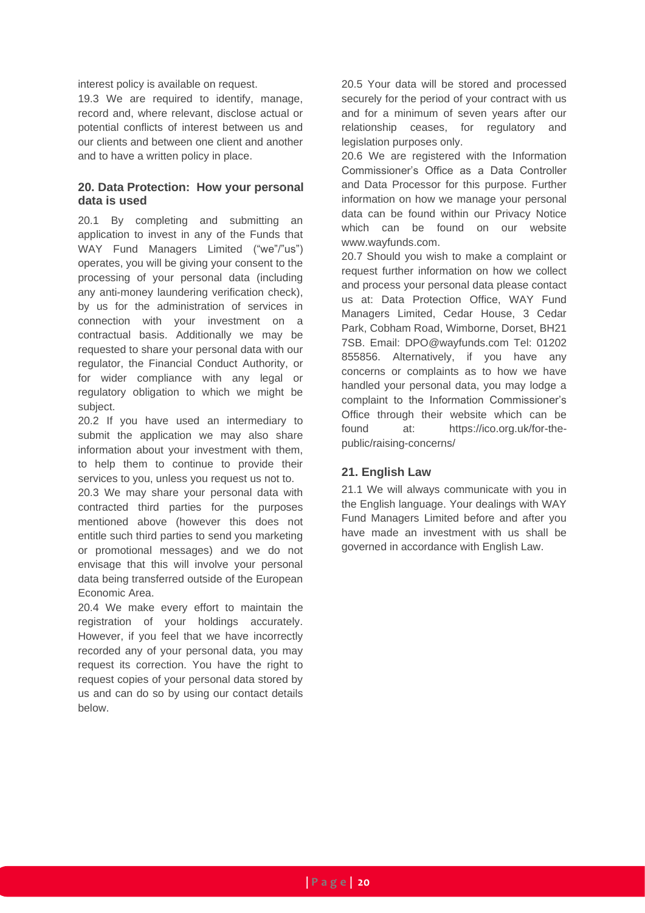interest policy is available on request.

19.3 We are required to identify, manage, record and, where relevant, disclose actual or potential conflicts of interest between us and our clients and between one client and another and to have a written policy in place.

## 20. Data Protection: How your personal data is used

20.1 By completing and submitting an application to invest in any of the Funds that WAY Fund Managers Limited ("we"/"us") operates, you will be giving your consent to the processing of your personal data (including any anti-money laundering verification check), by us for the administration of services in connection with your investment on a contractual basis. Additionally we may be requested to share your personal data with our regulator, the Financial Conduct Authority, or for wider compliance with any legal or regulatory obligation to which we might be subject.

20.2 If you have used an intermediary to submit the application we may also share information about your investment with them, to help them to continue to provide their services to you, unless you request us not to.

20.3 We may share your personal data with contracted third parties for the purposes mentioned above (however this does not entitle such third parties to send you marketing or promotional messages) and we do not envisage that this will involve your personal data being transferred outside of the European Economic Area.

20.4 We make every effort to maintain the registration of your holdings accurately. However, if you feel that we have incorrectly recorded any of your personal data, you may request its correction. You have the right to request copies of your personal data stored by us and can do so by using our contact details below.

20.5 Your data will be stored and processed securely for the period of your contract with us and for a minimum of seven years after our relationship ceases, for regulatory and legislation purposes only.

20.6 We are registered with the Information Commissioner's Office as a Data Controller and Data Processor for this purpose. Further information on how we manage your personal data can be found within our Privacy Notice which can be found on our website www.wayfunds.com.

20.7 Should you wish to make a complaint or request further information on how we collect and process your personal data please contact us at: Data Protection Office, WAY Fund Managers Limited, Cedar House, 3 Cedar Park, Cobham Road, Wimborne, Dorset, BH21 7SB. Email: DPO@wayfunds.com Tel: 01202 855856. Alternatively, if you have any concerns or complaints as to how we have handled your personal data, you may lodge a complaint to the Information Commissioner's Office through their website which can be found at: https://ico.org.uk/for-the-public/raising-concerns/

## 21. English Law

21.1 We will always communicate with you in the English language. Your dealings with WAY Fund Managers Limited before and after you have made an investment with us shall be governed in accordance with English Law.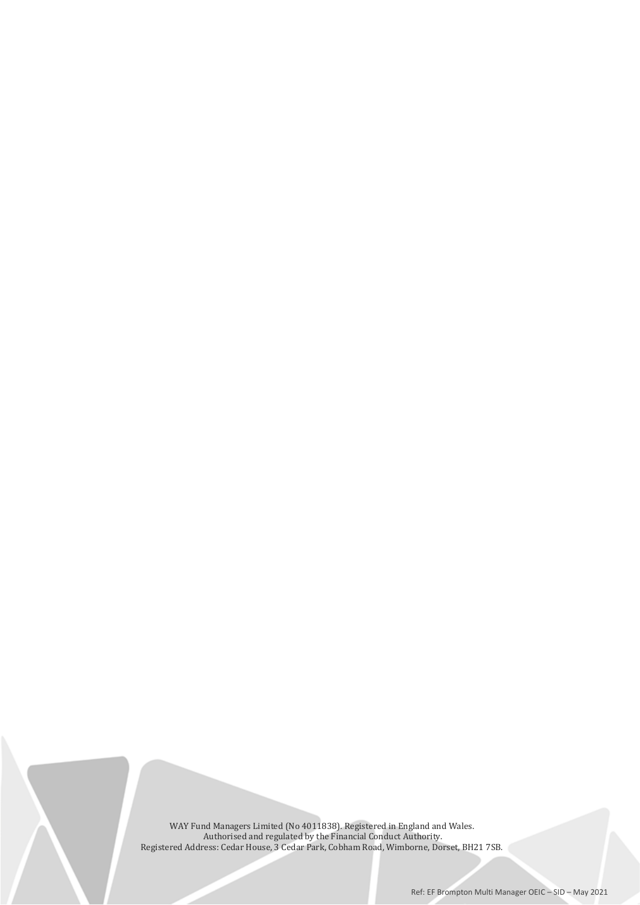WAY Fund Managers Limited (No 4011838). Registered in England and Wales.
Authorised and regulated by the Financial Conduct Authority.
Registered Address: Cedar House, 3 Cedar Park, Cobham Road, Wimborne, Dorset, BH21 7SB.

Ref: EF Brompton Multi Manager OEIC – SID – May 2021